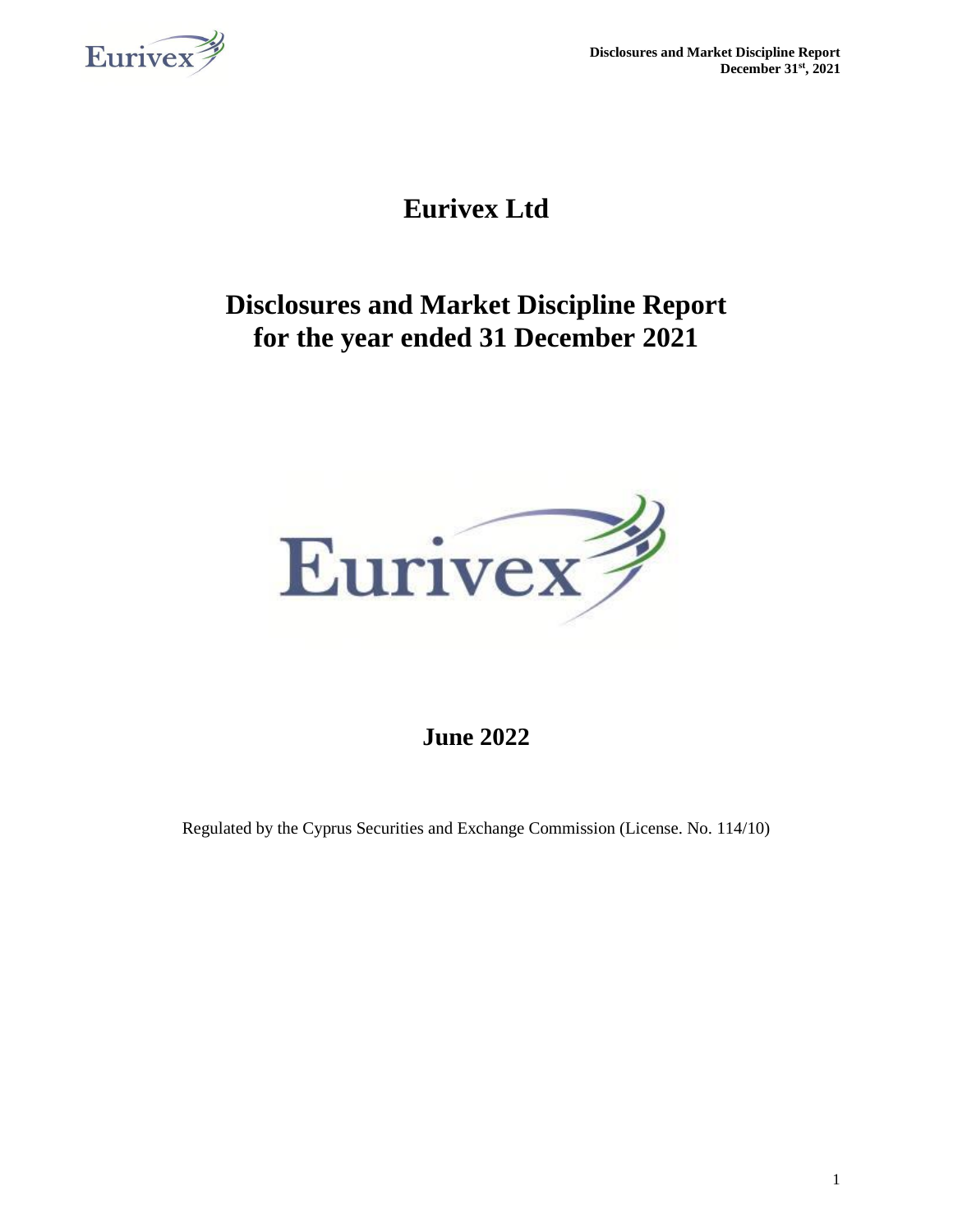# Eurivex Ltd

# Disclosures and Market Discipline Report for the year ended 31 December 2021

## June 2022

Regulated by the Cyprus Securities and Exchange Commission (License. No. 114/10)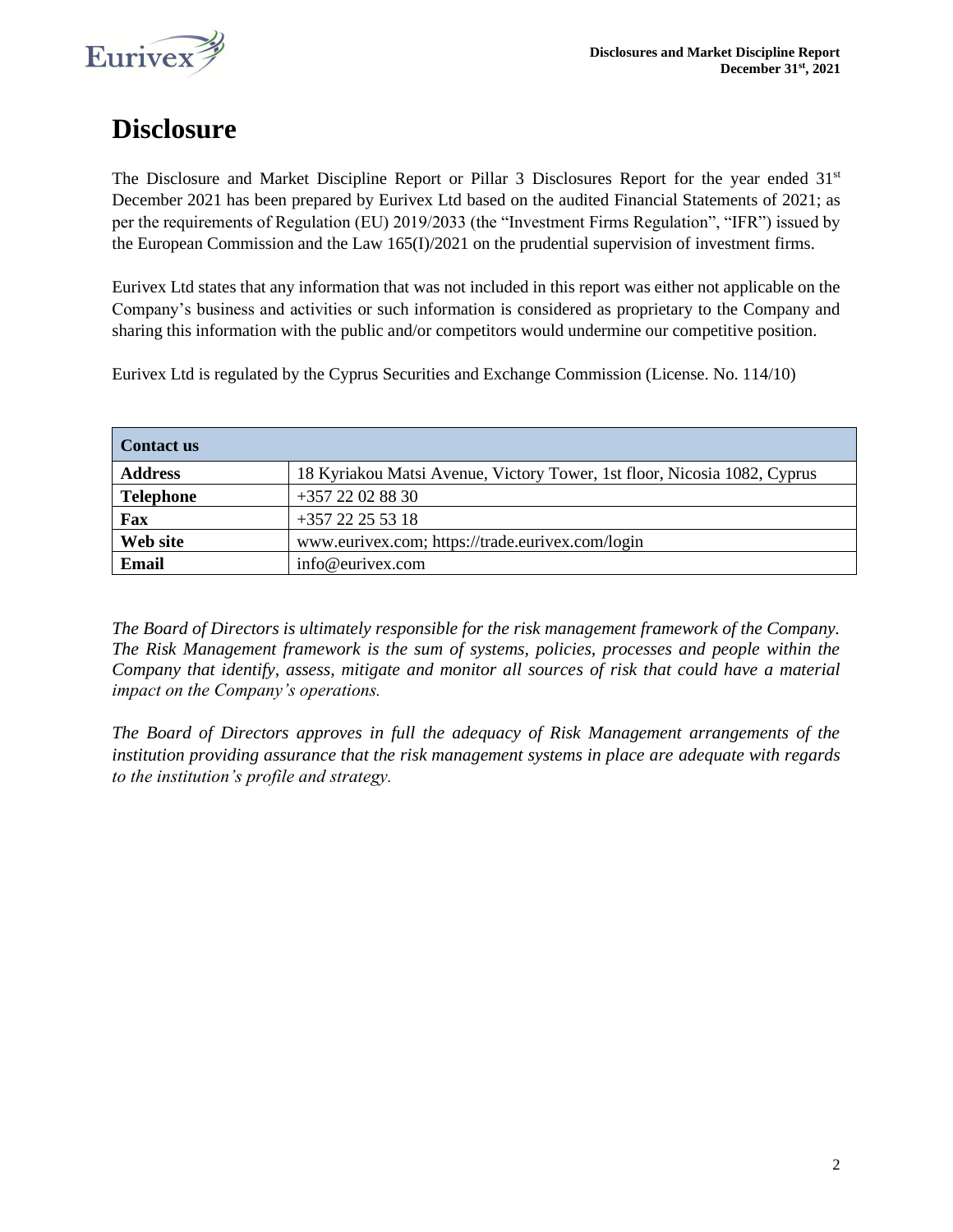# Disclosure

The Disclosure and Market Discipline Report or Pillar 3 Disclosures Report for the year ended 31st December 2021 has been prepared by Eurivex Ltd based on the audited Financial Statements of 2021; as per the requirements of Regulation (EU) 2019/2033 (the "Investment Firms Regulation", "IFR") issued by the European Commission and the Law 165(I)/2021 on the prudential supervision of investment firms.

Eurivex Ltd states that any information that was not included in this report was either not applicable on the Company's business and activities or such information is considered as proprietary to the Company and sharing this information with the public and/or competitors would undermine our competitive position.

Eurivex Ltd is regulated by the Cyprus Securities and Exchange Commission (License. No. 114/10)

| **Contact us** | |
|---|---|
| **Address** | 18 Kyriakou Matsi Avenue, Victory Tower, 1st floor, Nicosia 1082, Cyprus |
| **Telephone** | +357 22 02 88 30 |
| **Fax** | +357 22 25 53 18 |
| **Web site** | www.eurivex.com; https://trade.eurivex.com/login |
| **Email** | info@eurivex.com |

*The Board of Directors is ultimately responsible for the risk management framework of the Company. The Risk Management framework is the sum of systems, policies, processes and people within the Company that identify, assess, mitigate and monitor all sources of risk that could have a material impact on the Company's operations.*

*The Board of Directors approves in full the adequacy of Risk Management arrangements of the institution providing assurance that the risk management systems in place are adequate with regards to the institution's profile and strategy.*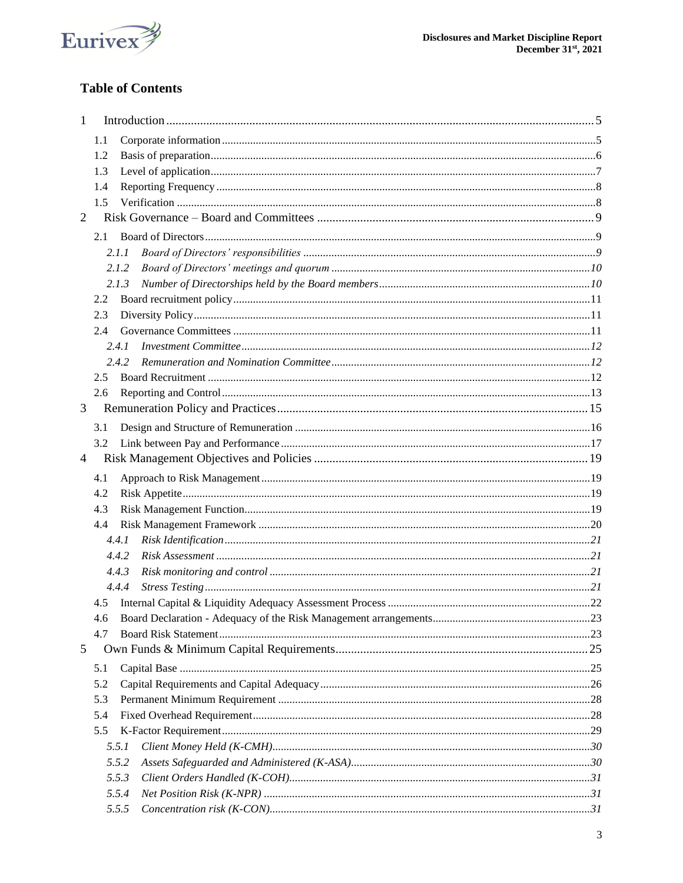## Table of Contents

1 Introduction ..... 5

- 1.1 Corporate information ..... 5
- 1.2 Basis of preparation ..... 6
- 1.3 Level of application ..... 7
- 1.4 Reporting Frequency ..... 8
- 1.5 Verification ..... 8

2 Risk Governance – Board and Committees ..... 9

- 2.1 Board of Directors ..... 9
  - *2.1.1 Board of Directors' responsibilities ..... 9*
  - *2.1.2 Board of Directors' meetings and quorum ..... 10*
  - *2.1.3 Number of Directorships held by the Board members ..... 10*
- 2.2 Board recruitment policy ..... 11
- 2.3 Diversity Policy ..... 11
- 2.4 Governance Committees ..... 11
  - *2.4.1 Investment Committee ..... 12*
  - *2.4.2 Remuneration and Nomination Committee ..... 12*
- 2.5 Board Recruitment ..... 12
- 2.6 Reporting and Control ..... 13

3 Remuneration Policy and Practices ..... 15

- 3.1 Design and Structure of Remuneration ..... 16
- 3.2 Link between Pay and Performance ..... 17

4 Risk Management Objectives and Policies ..... 19

- 4.1 Approach to Risk Management ..... 19
- 4.2 Risk Appetite ..... 19
- 4.3 Risk Management Function ..... 19
- 4.4 Risk Management Framework ..... 20
  - *4.4.1 Risk Identification ..... 21*
  - *4.4.2 Risk Assessment ..... 21*
  - *4.4.3 Risk monitoring and control ..... 21*
  - *4.4.4 Stress Testing ..... 21*
- 4.5 Internal Capital & Liquidity Adequacy Assessment Process ..... 22
- 4.6 Board Declaration - Adequacy of the Risk Management arrangements ..... 23
- 4.7 Board Risk Statement ..... 23

5 Own Funds & Minimum Capital Requirements ..... 25

- 5.1 Capital Base ..... 25
- 5.2 Capital Requirements and Capital Adequacy ..... 26
- 5.3 Permanent Minimum Requirement ..... 28
- 5.4 Fixed Overhead Requirement ..... 28
- 5.5 K-Factor Requirement ..... 29
  - *5.5.1 Client Money Held (K-CMH) ..... 30*
  - *5.5.2 Assets Safeguarded and Administered (K-ASA) ..... 30*
  - *5.5.3 Client Orders Handled (K-COH) ..... 31*
  - *5.5.4 Net Position Risk (K-NPR) ..... 31*
  - *5.5.5 Concentration risk (K-CON) ..... 31*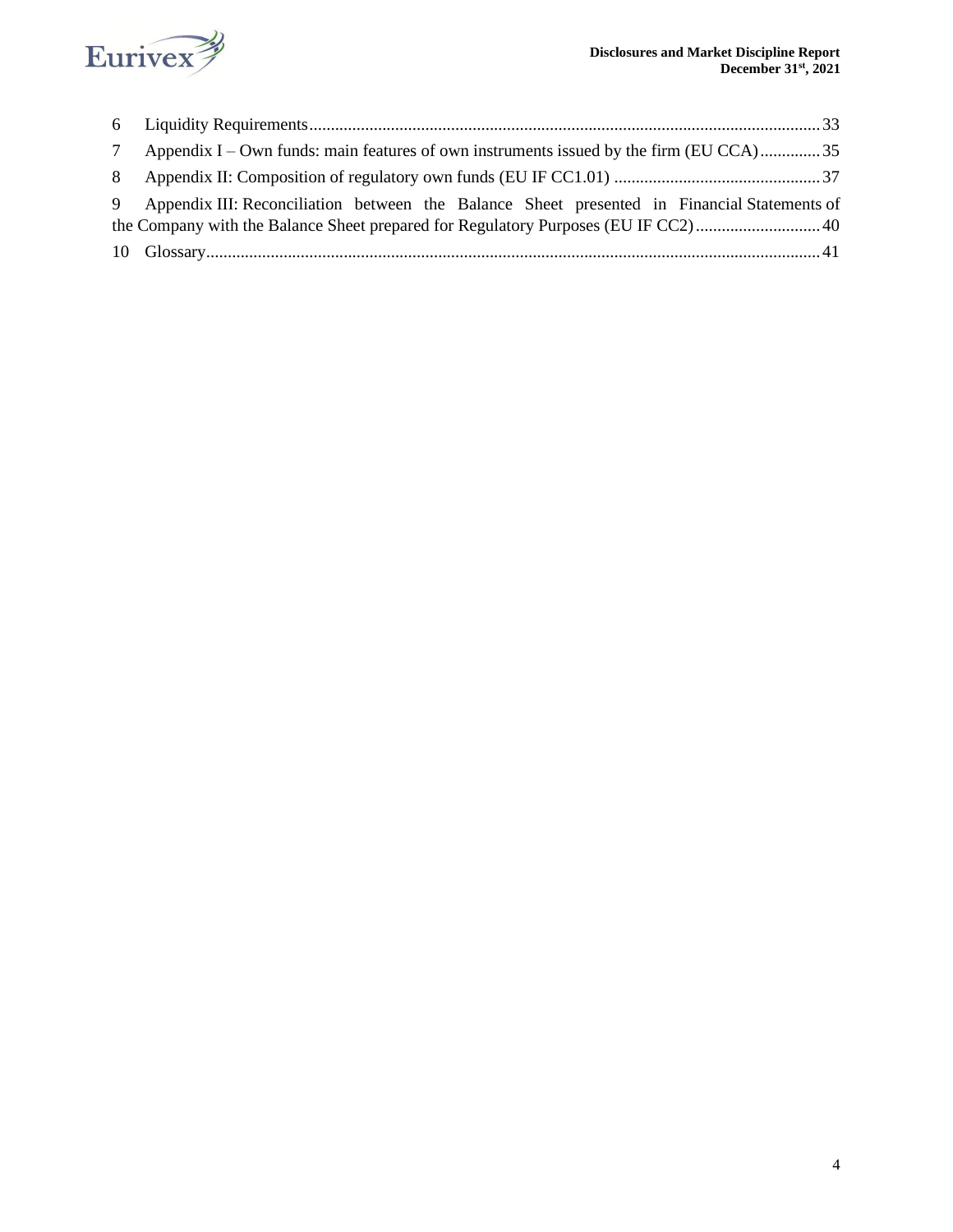6 Liquidity Requirements ..................................................................................................................... 33

7 Appendix I – Own funds: main features of own instruments issued by the firm (EU CCA) .............. 35

8 Appendix II: Composition of regulatory own funds (EU IF CC1.01) ................................................ 37

9 Appendix III: Reconciliation between the Balance Sheet presented in Financial Statements of the Company with the Balance Sheet prepared for Regulatory Purposes (EU IF CC2) ............................. 40

10 Glossary ............................................................................................................................................. 41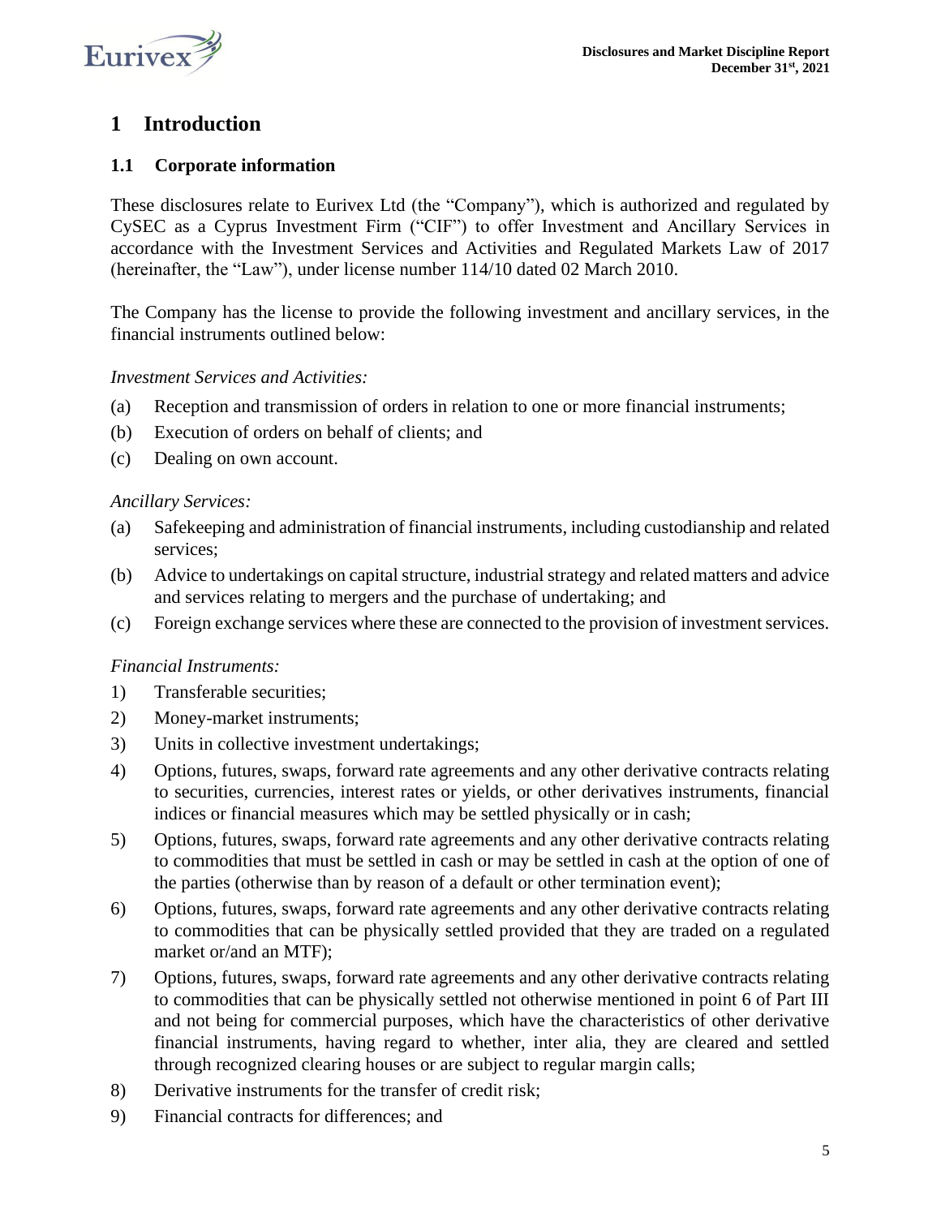# 1 Introduction

## 1.1 Corporate information

These disclosures relate to Eurivex Ltd (the "Company"), which is authorized and regulated by CySEC as a Cyprus Investment Firm ("CIF") to offer Investment and Ancillary Services in accordance with the Investment Services and Activities and Regulated Markets Law of 2017 (hereinafter, the "Law"), under license number 114/10 dated 02 March 2010.

The Company has the license to provide the following investment and ancillary services, in the financial instruments outlined below:

*Investment Services and Activities:*

(a) Reception and transmission of orders in relation to one or more financial instruments;

(b) Execution of orders on behalf of clients; and

(c) Dealing on own account.

*Ancillary Services:*

(a) Safekeeping and administration of financial instruments, including custodianship and related services;

(b) Advice to undertakings on capital structure, industrial strategy and related matters and advice and services relating to mergers and the purchase of undertaking; and

(c) Foreign exchange services where these are connected to the provision of investment services.

*Financial Instruments:*

1) Transferable securities;
2) Money-market instruments;
3) Units in collective investment undertakings;
4) Options, futures, swaps, forward rate agreements and any other derivative contracts relating to securities, currencies, interest rates or yields, or other derivatives instruments, financial indices or financial measures which may be settled physically or in cash;
5) Options, futures, swaps, forward rate agreements and any other derivative contracts relating to commodities that must be settled in cash or may be settled in cash at the option of one of the parties (otherwise than by reason of a default or other termination event);
6) Options, futures, swaps, forward rate agreements and any other derivative contracts relating to commodities that can be physically settled provided that they are traded on a regulated market or/and an MTF);
7) Options, futures, swaps, forward rate agreements and any other derivative contracts relating to commodities that can be physically settled not otherwise mentioned in point 6 of Part III and not being for commercial purposes, which have the characteristics of other derivative financial instruments, having regard to whether, inter alia, they are cleared and settled through recognized clearing houses or are subject to regular margin calls;
8) Derivative instruments for the transfer of credit risk;
9) Financial contracts for differences; and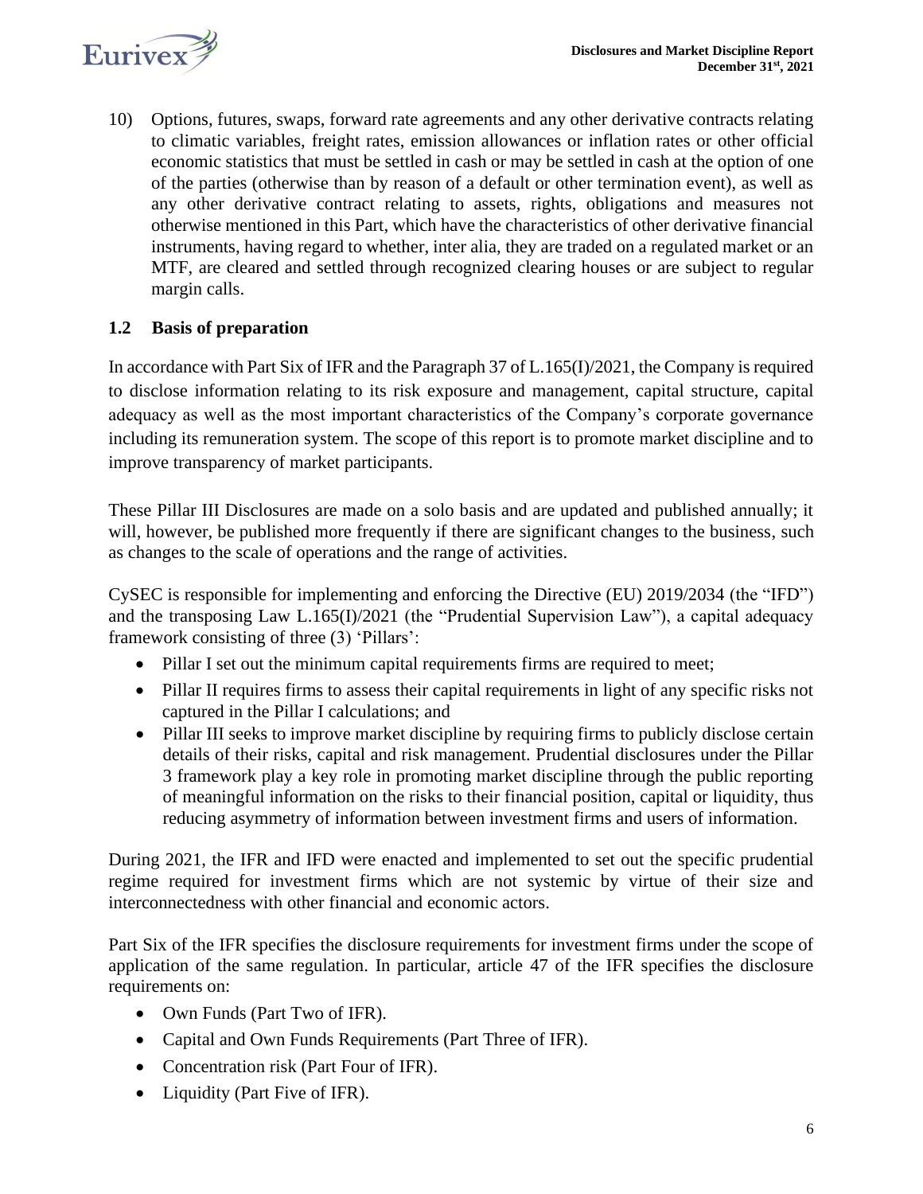10) Options, futures, swaps, forward rate agreements and any other derivative contracts relating to climatic variables, freight rates, emission allowances or inflation rates or other official economic statistics that must be settled in cash or may be settled in cash at the option of one of the parties (otherwise than by reason of a default or other termination event), as well as any other derivative contract relating to assets, rights, obligations and measures not otherwise mentioned in this Part, which have the characteristics of other derivative financial instruments, having regard to whether, inter alia, they are traded on a regulated market or an MTF, are cleared and settled through recognized clearing houses or are subject to regular margin calls.

## 1.2 Basis of preparation

In accordance with Part Six of IFR and the Paragraph 37 of L.165(I)/2021, the Company is required to disclose information relating to its risk exposure and management, capital structure, capital adequacy as well as the most important characteristics of the Company's corporate governance including its remuneration system. The scope of this report is to promote market discipline and to improve transparency of market participants.

These Pillar III Disclosures are made on a solo basis and are updated and published annually; it will, however, be published more frequently if there are significant changes to the business, such as changes to the scale of operations and the range of activities.

CySEC is responsible for implementing and enforcing the Directive (EU) 2019/2034 (the "IFD") and the transposing Law L.165(I)/2021 (the "Prudential Supervision Law"), a capital adequacy framework consisting of three (3) 'Pillars':

- Pillar I set out the minimum capital requirements firms are required to meet;
- Pillar II requires firms to assess their capital requirements in light of any specific risks not captured in the Pillar I calculations; and
- Pillar III seeks to improve market discipline by requiring firms to publicly disclose certain details of their risks, capital and risk management. Prudential disclosures under the Pillar 3 framework play a key role in promoting market discipline through the public reporting of meaningful information on the risks to their financial position, capital or liquidity, thus reducing asymmetry of information between investment firms and users of information.

During 2021, the IFR and IFD were enacted and implemented to set out the specific prudential regime required for investment firms which are not systemic by virtue of their size and interconnectedness with other financial and economic actors.

Part Six of the IFR specifies the disclosure requirements for investment firms under the scope of application of the same regulation. In particular, article 47 of the IFR specifies the disclosure requirements on:

- Own Funds (Part Two of IFR).
- Capital and Own Funds Requirements (Part Three of IFR).
- Concentration risk (Part Four of IFR).
- Liquidity (Part Five of IFR).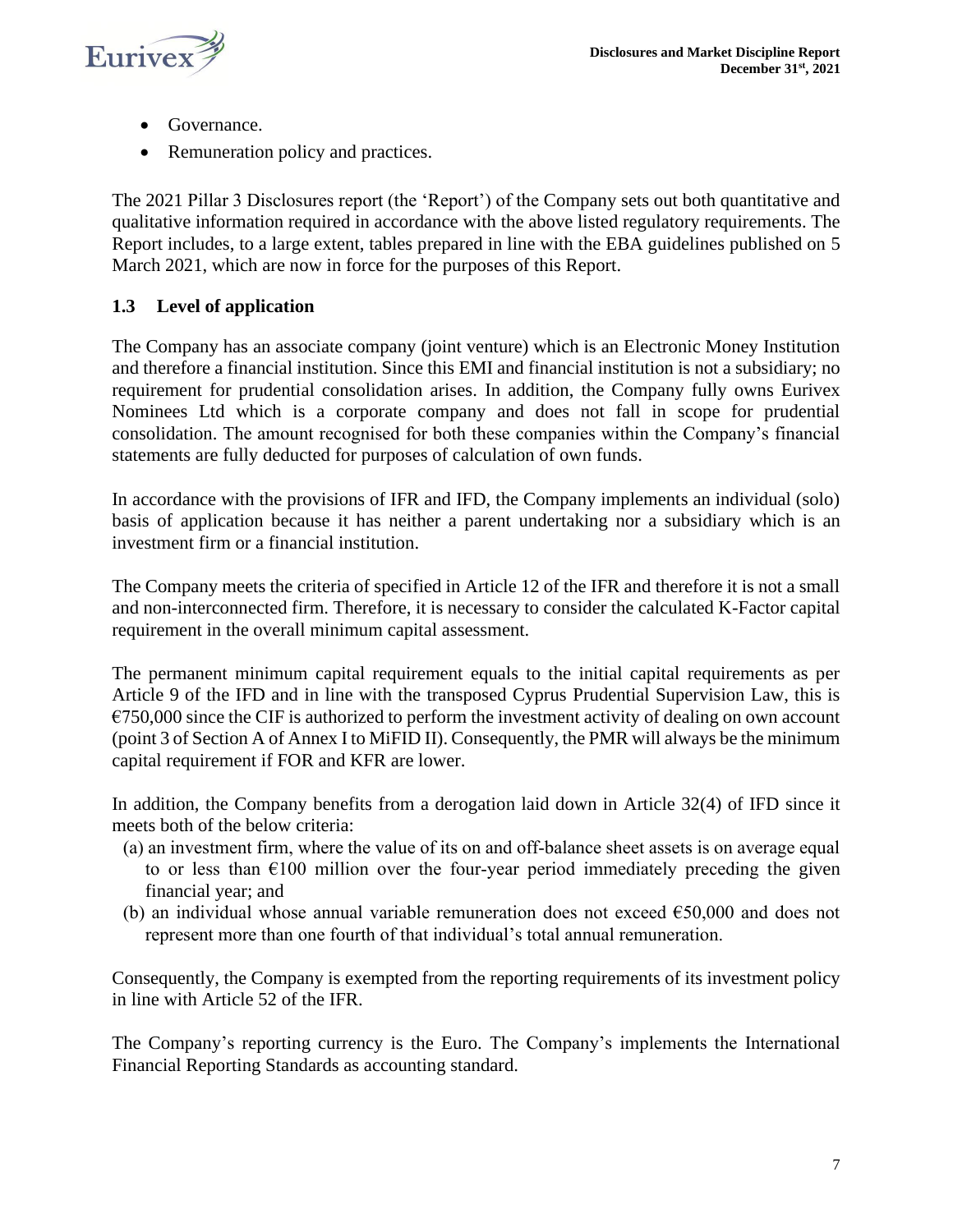- Governance.
- Remuneration policy and practices.

The 2021 Pillar 3 Disclosures report (the 'Report') of the Company sets out both quantitative and qualitative information required in accordance with the above listed regulatory requirements. The Report includes, to a large extent, tables prepared in line with the EBA guidelines published on 5 March 2021, which are now in force for the purposes of this Report.

## 1.3 Level of application

The Company has an associate company (joint venture) which is an Electronic Money Institution and therefore a financial institution. Since this EMI and financial institution is not a subsidiary; no requirement for prudential consolidation arises. In addition, the Company fully owns Eurivex Nominees Ltd which is a corporate company and does not fall in scope for prudential consolidation. The amount recognised for both these companies within the Company's financial statements are fully deducted for purposes of calculation of own funds.

In accordance with the provisions of IFR and IFD, the Company implements an individual (solo) basis of application because it has neither a parent undertaking nor a subsidiary which is an investment firm or a financial institution.

The Company meets the criteria of specified in Article 12 of the IFR and therefore it is not a small and non-interconnected firm. Therefore, it is necessary to consider the calculated K-Factor capital requirement in the overall minimum capital assessment.

The permanent minimum capital requirement equals to the initial capital requirements as per Article 9 of the IFD and in line with the transposed Cyprus Prudential Supervision Law, this is €750,000 since the CIF is authorized to perform the investment activity of dealing on own account (point 3 of Section A of Annex I to MiFID II). Consequently, the PMR will always be the minimum capital requirement if FOR and KFR are lower.

In addition, the Company benefits from a derogation laid down in Article 32(4) of IFD since it meets both of the below criteria:

(a) an investment firm, where the value of its on and off-balance sheet assets is on average equal to or less than €100 million over the four-year period immediately preceding the given financial year; and

(b) an individual whose annual variable remuneration does not exceed €50,000 and does not represent more than one fourth of that individual's total annual remuneration.

Consequently, the Company is exempted from the reporting requirements of its investment policy in line with Article 52 of the IFR.

The Company's reporting currency is the Euro. The Company's implements the International Financial Reporting Standards as accounting standard.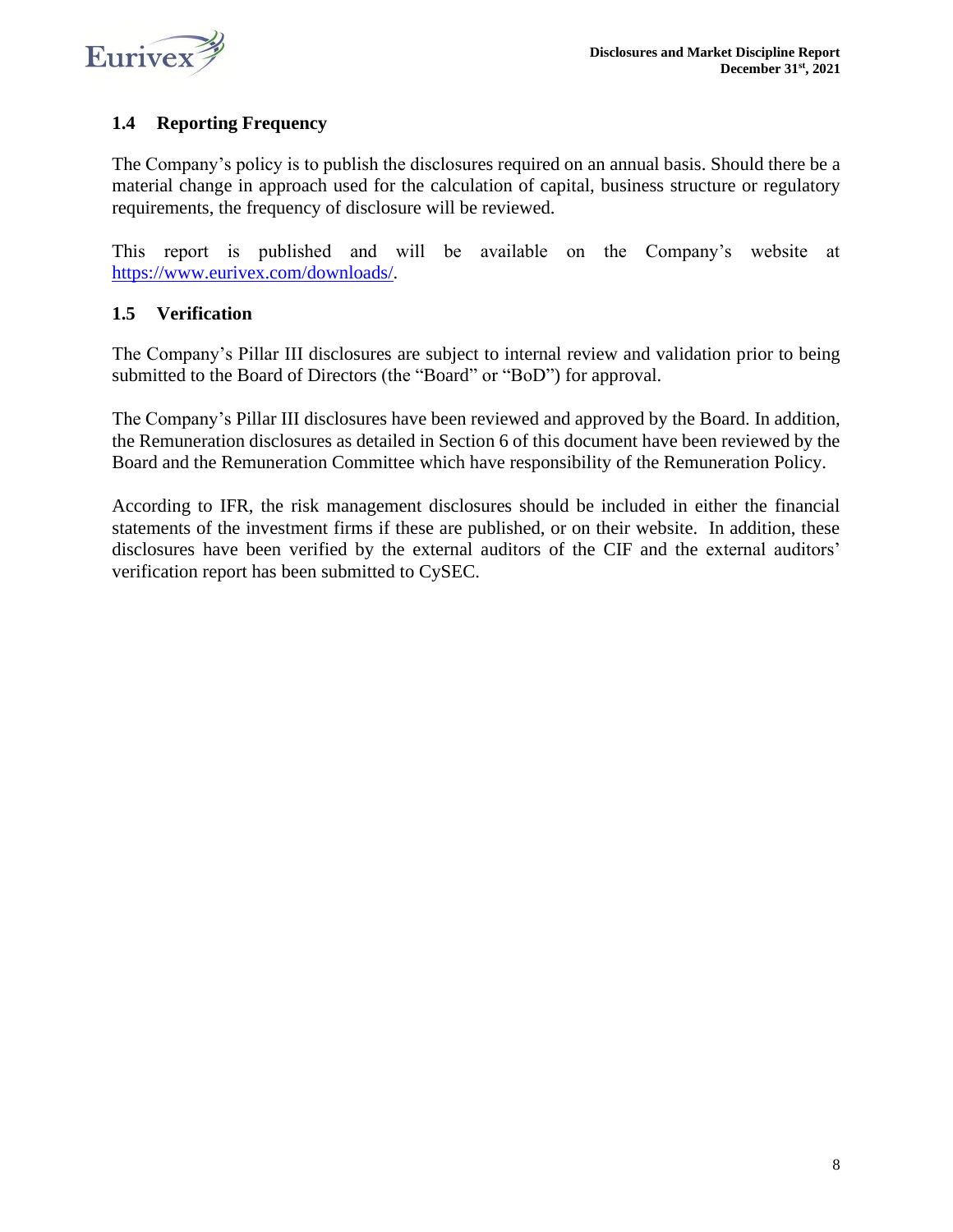### 1.4 Reporting Frequency

The Company's policy is to publish the disclosures required on an annual basis. Should there be a material change in approach used for the calculation of capital, business structure or regulatory requirements, the frequency of disclosure will be reviewed.

This report is published and will be available on the Company's website at [https://www.eurivex.com/downloads/](https://www.eurivex.com/downloads/).

### 1.5 Verification

The Company's Pillar III disclosures are subject to internal review and validation prior to being submitted to the Board of Directors (the "Board" or "BoD") for approval.

The Company's Pillar III disclosures have been reviewed and approved by the Board. In addition, the Remuneration disclosures as detailed in Section 6 of this document have been reviewed by the Board and the Remuneration Committee which have responsibility of the Remuneration Policy.

According to IFR, the risk management disclosures should be included in either the financial statements of the investment firms if these are published, or on their website. In addition, these disclosures have been verified by the external auditors of the CIF and the external auditors' verification report has been submitted to CySEC.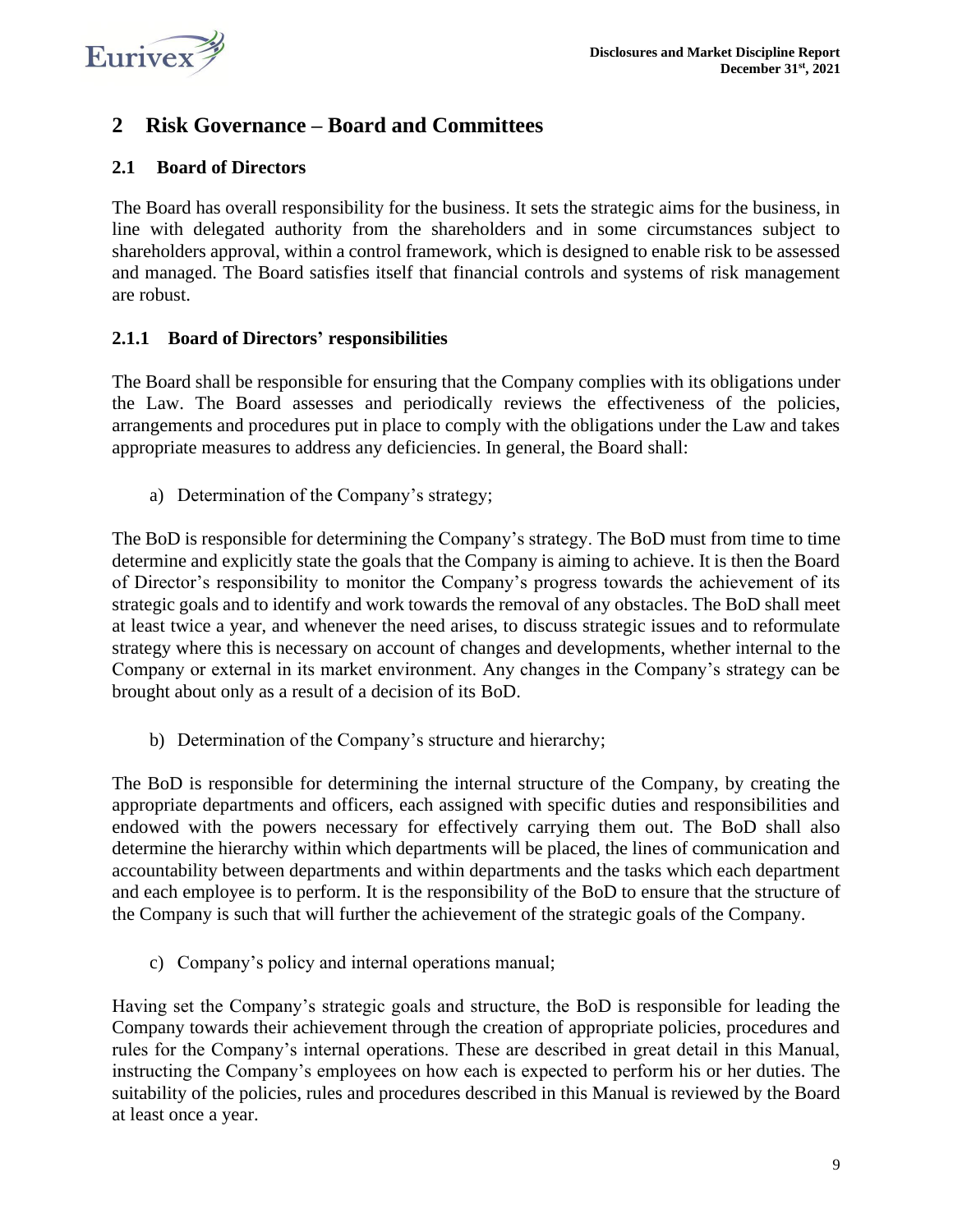## 2 Risk Governance – Board and Committees

### 2.1 Board of Directors

The Board has overall responsibility for the business. It sets the strategic aims for the business, in line with delegated authority from the shareholders and in some circumstances subject to shareholders approval, within a control framework, which is designed to enable risk to be assessed and managed. The Board satisfies itself that financial controls and systems of risk management are robust.

#### 2.1.1 Board of Directors' responsibilities

The Board shall be responsible for ensuring that the Company complies with its obligations under the Law. The Board assesses and periodically reviews the effectiveness of the policies, arrangements and procedures put in place to comply with the obligations under the Law and takes appropriate measures to address any deficiencies. In general, the Board shall:

a) Determination of the Company's strategy;

The BoD is responsible for determining the Company's strategy. The BoD must from time to time determine and explicitly state the goals that the Company is aiming to achieve. It is then the Board of Director's responsibility to monitor the Company's progress towards the achievement of its strategic goals and to identify and work towards the removal of any obstacles. The BoD shall meet at least twice a year, and whenever the need arises, to discuss strategic issues and to reformulate strategy where this is necessary on account of changes and developments, whether internal to the Company or external in its market environment. Any changes in the Company's strategy can be brought about only as a result of a decision of its BoD.

b) Determination of the Company's structure and hierarchy;

The BoD is responsible for determining the internal structure of the Company, by creating the appropriate departments and officers, each assigned with specific duties and responsibilities and endowed with the powers necessary for effectively carrying them out. The BoD shall also determine the hierarchy within which departments will be placed, the lines of communication and accountability between departments and within departments and the tasks which each department and each employee is to perform. It is the responsibility of the BoD to ensure that the structure of the Company is such that will further the achievement of the strategic goals of the Company.

c) Company's policy and internal operations manual;

Having set the Company's strategic goals and structure, the BoD is responsible for leading the Company towards their achievement through the creation of appropriate policies, procedures and rules for the Company's internal operations. These are described in great detail in this Manual, instructing the Company's employees on how each is expected to perform his or her duties. The suitability of the policies, rules and procedures described in this Manual is reviewed by the Board at least once a year.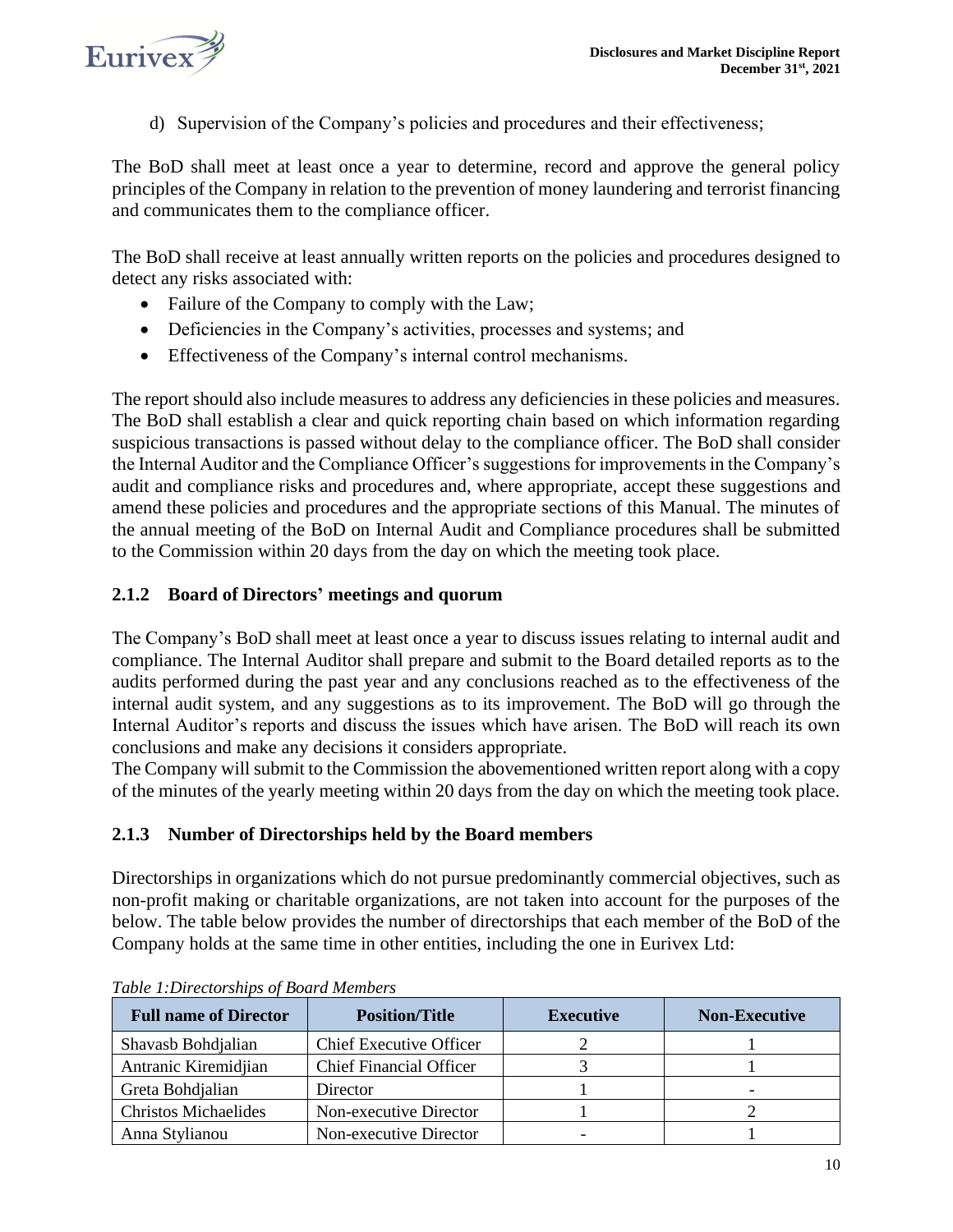d) Supervision of the Company's policies and procedures and their effectiveness;

The BoD shall meet at least once a year to determine, record and approve the general policy principles of the Company in relation to the prevention of money laundering and terrorist financing and communicates them to the compliance officer.

The BoD shall receive at least annually written reports on the policies and procedures designed to detect any risks associated with:

- Failure of the Company to comply with the Law;
- Deficiencies in the Company's activities, processes and systems; and
- Effectiveness of the Company's internal control mechanisms.

The report should also include measures to address any deficiencies in these policies and measures. The BoD shall establish a clear and quick reporting chain based on which information regarding suspicious transactions is passed without delay to the compliance officer. The BoD shall consider the Internal Auditor and the Compliance Officer's suggestions for improvements in the Company's audit and compliance risks and procedures and, where appropriate, accept these suggestions and amend these policies and procedures and the appropriate sections of this Manual. The minutes of the annual meeting of the BoD on Internal Audit and Compliance procedures shall be submitted to the Commission within 20 days from the day on which the meeting took place.

### 2.1.2 Board of Directors' meetings and quorum

The Company's BoD shall meet at least once a year to discuss issues relating to internal audit and compliance. The Internal Auditor shall prepare and submit to the Board detailed reports as to the audits performed during the past year and any conclusions reached as to the effectiveness of the internal audit system, and any suggestions as to its improvement. The BoD will go through the Internal Auditor's reports and discuss the issues which have arisen. The BoD will reach its own conclusions and make any decisions it considers appropriate.
The Company will submit to the Commission the abovementioned written report along with a copy of the minutes of the yearly meeting within 20 days from the day on which the meeting took place.

### 2.1.3 Number of Directorships held by the Board members

Directorships in organizations which do not pursue predominantly commercial objectives, such as non-profit making or charitable organizations, are not taken into account for the purposes of the below. The table below provides the number of directorships that each member of the BoD of the Company holds at the same time in other entities, including the one in Eurivex Ltd:

*Table 1:Directorships of Board Members*

| Full name of Director | Position/Title | Executive | Non-Executive |
|---|---|---|---|
| Shavasb Bohdjalian | Chief Executive Officer | 2 | 1 |
| Antranic Kiremidjian | Chief Financial Officer | 3 | 1 |
| Greta Bohdjalian | Director | 1 | - |
| Christos Michaelides | Non-executive Director | 1 | 2 |
| Anna Stylianou | Non-executive Director | - | 1 |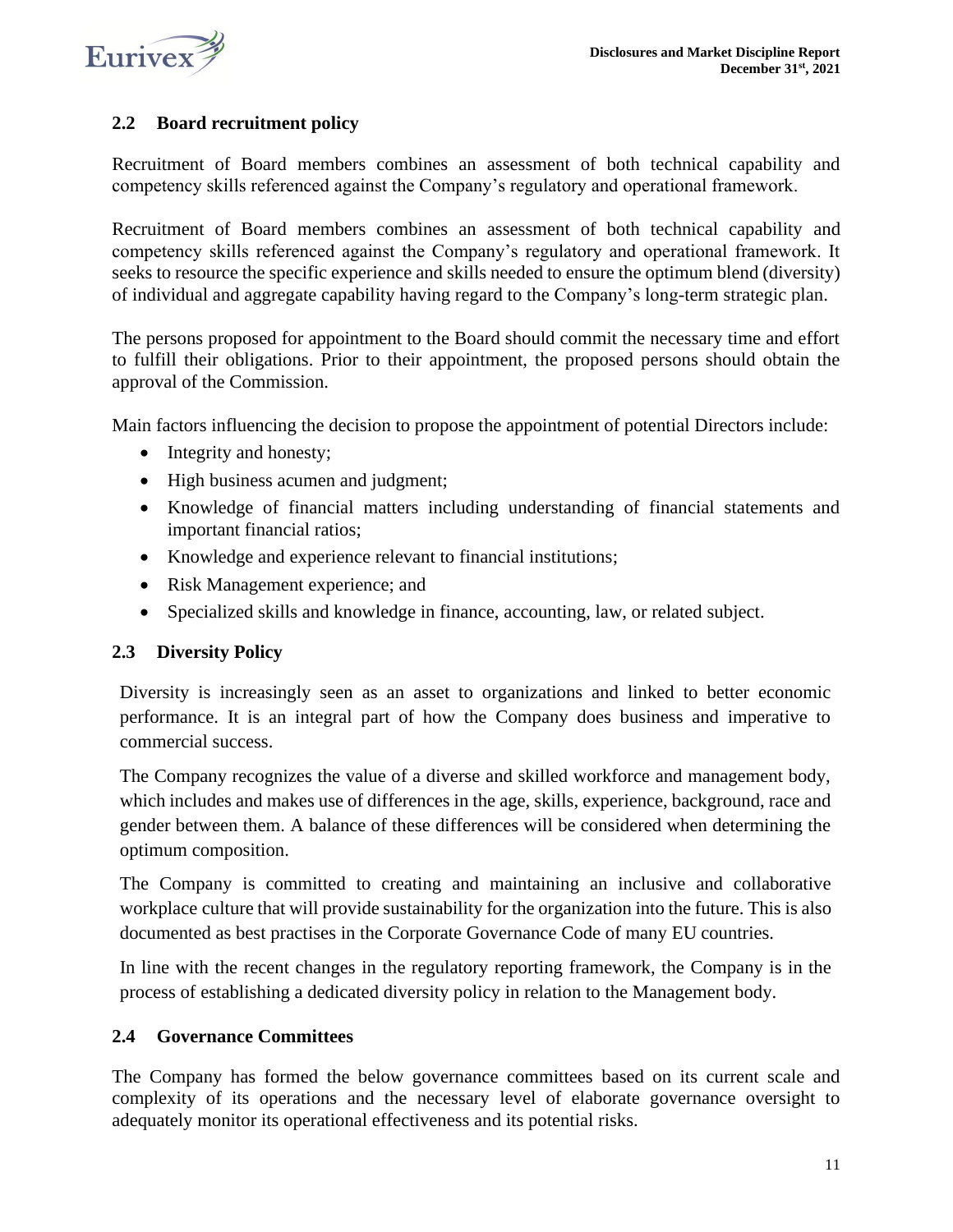## 2.2 Board recruitment policy

Recruitment of Board members combines an assessment of both technical capability and competency skills referenced against the Company's regulatory and operational framework.

Recruitment of Board members combines an assessment of both technical capability and competency skills referenced against the Company's regulatory and operational framework. It seeks to resource the specific experience and skills needed to ensure the optimum blend (diversity) of individual and aggregate capability having regard to the Company's long-term strategic plan.

The persons proposed for appointment to the Board should commit the necessary time and effort to fulfill their obligations. Prior to their appointment, the proposed persons should obtain the approval of the Commission.

Main factors influencing the decision to propose the appointment of potential Directors include:

- Integrity and honesty;
- High business acumen and judgment;
- Knowledge of financial matters including understanding of financial statements and important financial ratios;
- Knowledge and experience relevant to financial institutions;
- Risk Management experience; and
- Specialized skills and knowledge in finance, accounting, law, or related subject.

## 2.3 Diversity Policy

Diversity is increasingly seen as an asset to organizations and linked to better economic performance. It is an integral part of how the Company does business and imperative to commercial success.

The Company recognizes the value of a diverse and skilled workforce and management body, which includes and makes use of differences in the age, skills, experience, background, race and gender between them. A balance of these differences will be considered when determining the optimum composition.

The Company is committed to creating and maintaining an inclusive and collaborative workplace culture that will provide sustainability for the organization into the future. This is also documented as best practises in the Corporate Governance Code of many EU countries.

In line with the recent changes in the regulatory reporting framework, the Company is in the process of establishing a dedicated diversity policy in relation to the Management body.

## 2.4 Governance Committees

The Company has formed the below governance committees based on its current scale and complexity of its operations and the necessary level of elaborate governance oversight to adequately monitor its operational effectiveness and its potential risks.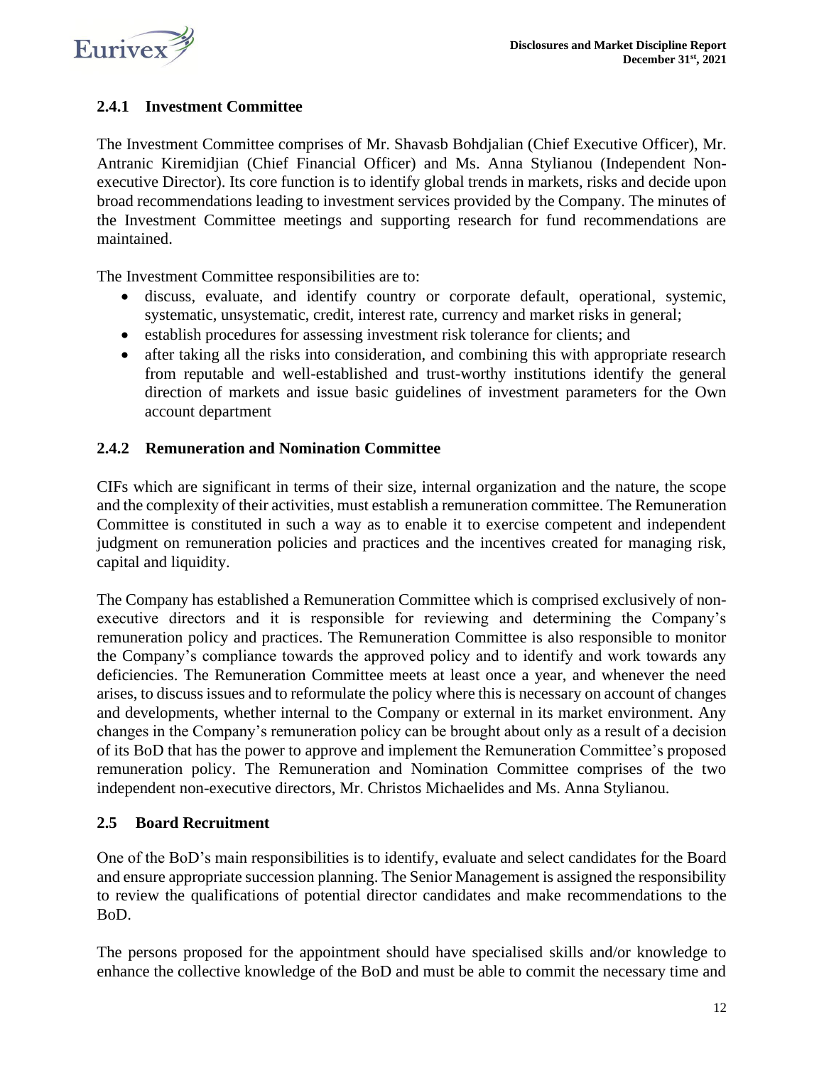### 2.4.1 Investment Committee

The Investment Committee comprises of Mr. Shavasb Bohdjalian (Chief Executive Officer), Mr. Antranic Kiremidjian (Chief Financial Officer) and Ms. Anna Stylianou (Independent Non-executive Director). Its core function is to identify global trends in markets, risks and decide upon broad recommendations leading to investment services provided by the Company. The minutes of the Investment Committee meetings and supporting research for fund recommendations are maintained.

The Investment Committee responsibilities are to:

- discuss, evaluate, and identify country or corporate default, operational, systemic, systematic, unsystematic, credit, interest rate, currency and market risks in general;
- establish procedures for assessing investment risk tolerance for clients; and
- after taking all the risks into consideration, and combining this with appropriate research from reputable and well-established and trust-worthy institutions identify the general direction of markets and issue basic guidelines of investment parameters for the Own account department

### 2.4.2 Remuneration and Nomination Committee

CIFs which are significant in terms of their size, internal organization and the nature, the scope and the complexity of their activities, must establish a remuneration committee. The Remuneration Committee is constituted in such a way as to enable it to exercise competent and independent judgment on remuneration policies and practices and the incentives created for managing risk, capital and liquidity.

The Company has established a Remuneration Committee which is comprised exclusively of non-executive directors and it is responsible for reviewing and determining the Company's remuneration policy and practices. The Remuneration Committee is also responsible to monitor the Company's compliance towards the approved policy and to identify and work towards any deficiencies. The Remuneration Committee meets at least once a year, and whenever the need arises, to discuss issues and to reformulate the policy where this is necessary on account of changes and developments, whether internal to the Company or external in its market environment. Any changes in the Company's remuneration policy can be brought about only as a result of a decision of its BoD that has the power to approve and implement the Remuneration Committee's proposed remuneration policy. The Remuneration and Nomination Committee comprises of the two independent non-executive directors, Mr. Christos Michaelides and Ms. Anna Stylianou.

## 2.5 Board Recruitment

One of the BoD's main responsibilities is to identify, evaluate and select candidates for the Board and ensure appropriate succession planning. The Senior Management is assigned the responsibility to review the qualifications of potential director candidates and make recommendations to the BoD.

The persons proposed for the appointment should have specialised skills and/or knowledge to enhance the collective knowledge of the BoD and must be able to commit the necessary time and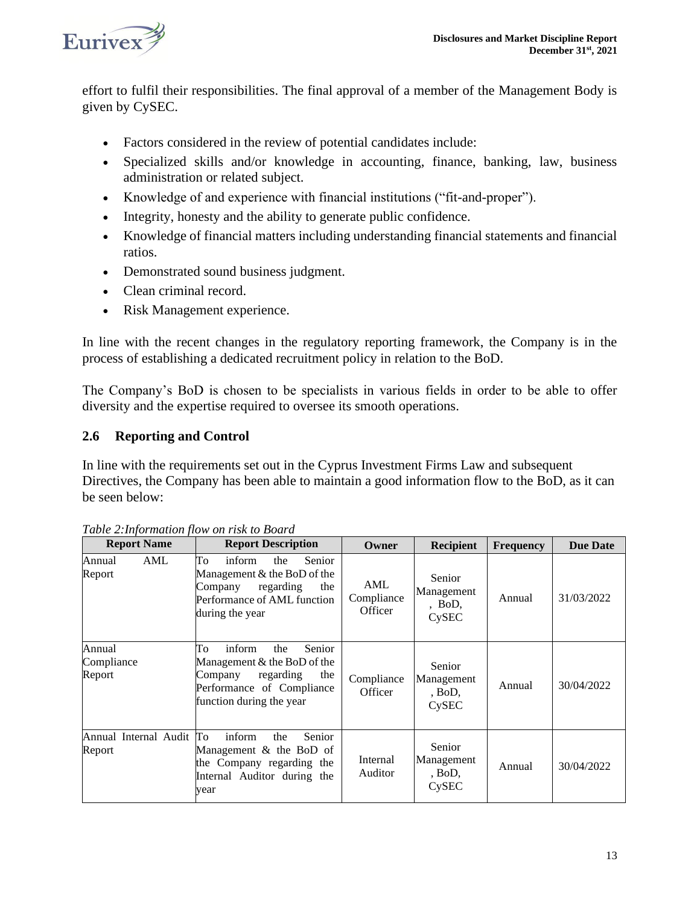effort to fulfil their responsibilities. The final approval of a member of the Management Body is given by CySEC.

- Factors considered in the review of potential candidates include:
- Specialized skills and/or knowledge in accounting, finance, banking, law, business administration or related subject.
- Knowledge of and experience with financial institutions ("fit-and-proper").
- Integrity, honesty and the ability to generate public confidence.
- Knowledge of financial matters including understanding financial statements and financial ratios.
- Demonstrated sound business judgment.
- Clean criminal record.
- Risk Management experience.

In line with the recent changes in the regulatory reporting framework, the Company is in the process of establishing a dedicated recruitment policy in relation to the BoD.

The Company's BoD is chosen to be specialists in various fields in order to be able to offer diversity and the expertise required to oversee its smooth operations.

## 2.6 Reporting and Control

In line with the requirements set out in the Cyprus Investment Firms Law and subsequent Directives, the Company has been able to maintain a good information flow to the BoD, as it can be seen below:

*Table 2:Information flow on risk to Board*

| Report Name | Report Description | Owner | Recipient | Frequency | Due Date |
|---|---|---|---|---|---|
| Annual AML Report | To inform the Senior Management & the BoD of the Company regarding the Performance of AML function during the year | AML Compliance Officer | Senior Management , BoD, CySEC | Annual | 31/03/2022 |
| Annual Compliance Report | To inform the Senior Management & the BoD of the Company regarding the Performance of Compliance function during the year | Compliance Officer | Senior Management , BoD, CySEC | Annual | 30/04/2022 |
| Annual Internal Audit Report | To inform the Senior Management & the BoD of the Company regarding the Internal Auditor during the year | Internal Auditor | Senior Management , BoD, CySEC | Annual | 30/04/2022 |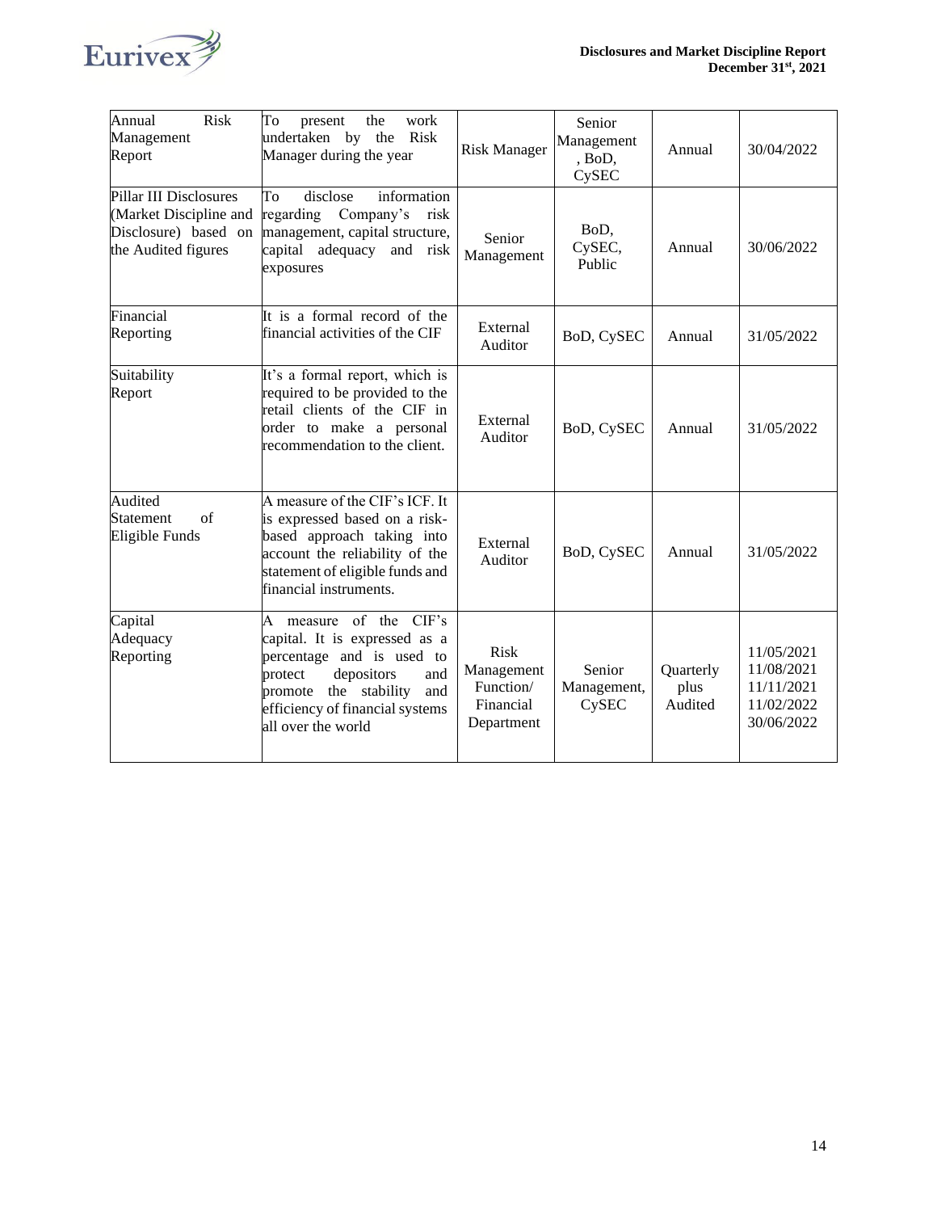| Annual Risk Management Report | To present the work undertaken by the Risk Manager during the year | Risk Manager | Senior Management, BoD, CySEC | Annual | 30/04/2022 |
|---|---|---|---|---|---|
| Pillar III Disclosures (Market Discipline and Disclosure) based on the Audited figures | To disclose information regarding Company's risk management, capital structure, capital adequacy and risk exposures | Senior Management | BoD, CySEC, Public | Annual | 30/06/2022 |
| Financial Reporting | It is a formal record of the financial activities of the CIF | External Auditor | BoD, CySEC | Annual | 31/05/2022 |
| Suitability Report | It's a formal report, which is required to be provided to the retail clients of the CIF in order to make a personal recommendation to the client. | External Auditor | BoD, CySEC | Annual | 31/05/2022 |
| Audited Statement of Eligible Funds | A measure of the CIF's ICF. It is expressed based on a risk-based approach taking into account the reliability of the statement of eligible funds and financial instruments. | External Auditor | BoD, CySEC | Annual | 31/05/2022 |
| Capital Adequacy Reporting | A measure of the CIF's capital. It is expressed as a percentage and is used to protect depositors and promote the stability and efficiency of financial systems all over the world | Risk Management Function/ Financial Department | Senior Management, CySEC | Quarterly plus Audited | 11/05/2021<br>11/08/2021<br>11/11/2021<br>11/02/2022<br>30/06/2022 |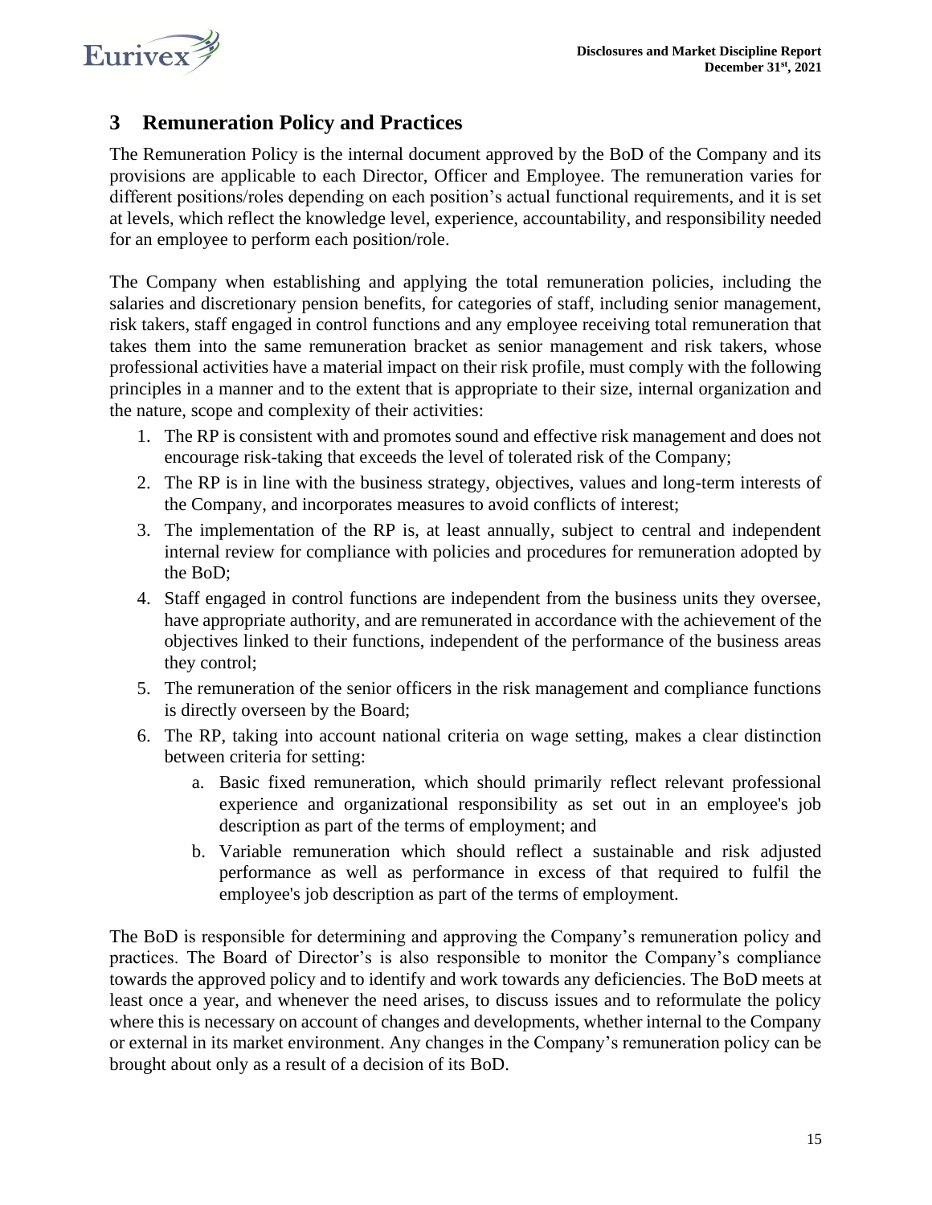# 3 Remuneration Policy and Practices

The Remuneration Policy is the internal document approved by the BoD of the Company and its provisions are applicable to each Director, Officer and Employee. The remuneration varies for different positions/roles depending on each position's actual functional requirements, and it is set at levels, which reflect the knowledge level, experience, accountability, and responsibility needed for an employee to perform each position/role.

The Company when establishing and applying the total remuneration policies, including the salaries and discretionary pension benefits, for categories of staff, including senior management, risk takers, staff engaged in control functions and any employee receiving total remuneration that takes them into the same remuneration bracket as senior management and risk takers, whose professional activities have a material impact on their risk profile, must comply with the following principles in a manner and to the extent that is appropriate to their size, internal organization and the nature, scope and complexity of their activities:

1. The RP is consistent with and promotes sound and effective risk management and does not encourage risk-taking that exceeds the level of tolerated risk of the Company;
2. The RP is in line with the business strategy, objectives, values and long-term interests of the Company, and incorporates measures to avoid conflicts of interest;
3. The implementation of the RP is, at least annually, subject to central and independent internal review for compliance with policies and procedures for remuneration adopted by the BoD;
4. Staff engaged in control functions are independent from the business units they oversee, have appropriate authority, and are remunerated in accordance with the achievement of the objectives linked to their functions, independent of the performance of the business areas they control;
5. The remuneration of the senior officers in the risk management and compliance functions is directly overseen by the Board;
6. The RP, taking into account national criteria on wage setting, makes a clear distinction between criteria for setting:
    a. Basic fixed remuneration, which should primarily reflect relevant professional experience and organizational responsibility as set out in an employee's job description as part of the terms of employment; and
    b. Variable remuneration which should reflect a sustainable and risk adjusted performance as well as performance in excess of that required to fulfil the employee's job description as part of the terms of employment.

The BoD is responsible for determining and approving the Company's remuneration policy and practices. The Board of Director's is also responsible to monitor the Company's compliance towards the approved policy and to identify and work towards any deficiencies. The BoD meets at least once a year, and whenever the need arises, to discuss issues and to reformulate the policy where this is necessary on account of changes and developments, whether internal to the Company or external in its market environment. Any changes in the Company's remuneration policy can be brought about only as a result of a decision of its BoD.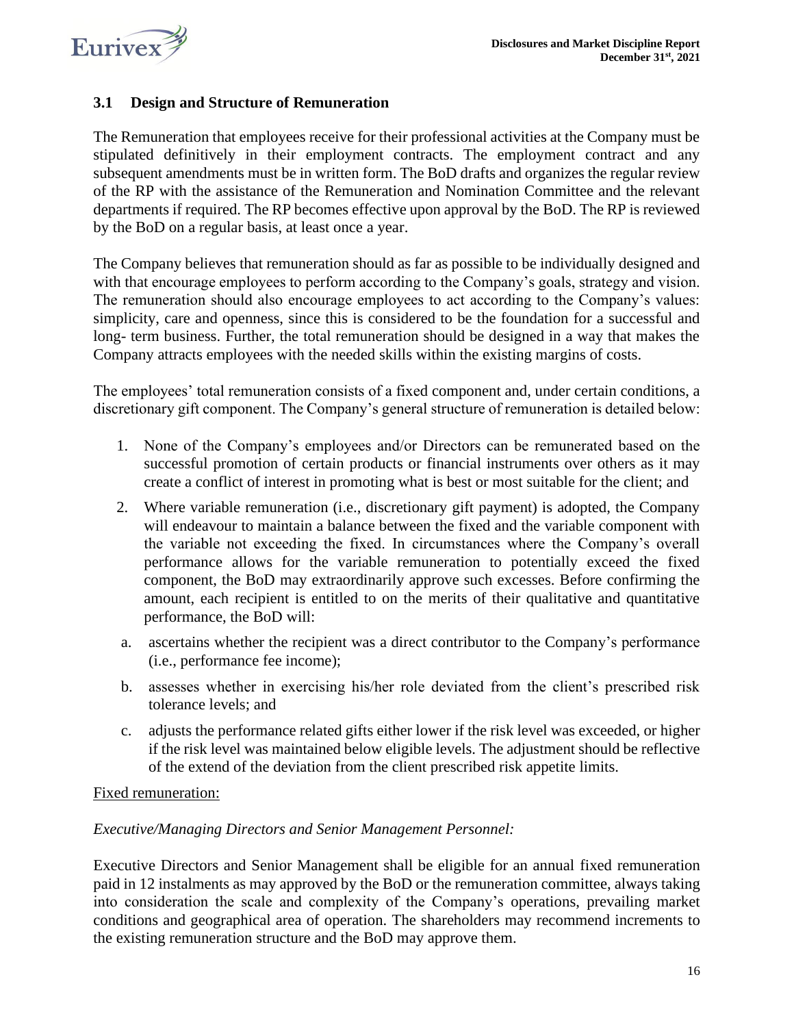## 3.1 Design and Structure of Remuneration

The Remuneration that employees receive for their professional activities at the Company must be stipulated definitively in their employment contracts. The employment contract and any subsequent amendments must be in written form. The BoD drafts and organizes the regular review of the RP with the assistance of the Remuneration and Nomination Committee and the relevant departments if required. The RP becomes effective upon approval by the BoD. The RP is reviewed by the BoD on a regular basis, at least once a year.

The Company believes that remuneration should as far as possible to be individually designed and with that encourage employees to perform according to the Company's goals, strategy and vision. The remuneration should also encourage employees to act according to the Company's values: simplicity, care and openness, since this is considered to be the foundation for a successful and long- term business. Further, the total remuneration should be designed in a way that makes the Company attracts employees with the needed skills within the existing margins of costs.

The employees' total remuneration consists of a fixed component and, under certain conditions, a discretionary gift component. The Company's general structure of remuneration is detailed below:

1. None of the Company's employees and/or Directors can be remunerated based on the successful promotion of certain products or financial instruments over others as it may create a conflict of interest in promoting what is best or most suitable for the client; and
2. Where variable remuneration (i.e., discretionary gift payment) is adopted, the Company will endeavour to maintain a balance between the fixed and the variable component with the variable not exceeding the fixed. In circumstances where the Company's overall performance allows for the variable remuneration to potentially exceed the fixed component, the BoD may extraordinarily approve such excesses. Before confirming the amount, each recipient is entitled to on the merits of their qualitative and quantitative performance, the BoD will:

   a. ascertains whether the recipient was a direct contributor to the Company's performance (i.e., performance fee income);

   b. assesses whether in exercising his/her role deviated from the client's prescribed risk tolerance levels; and

   c. adjusts the performance related gifts either lower if the risk level was exceeded, or higher if the risk level was maintained below eligible levels. The adjustment should be reflective of the extend of the deviation from the client prescribed risk appetite limits.

<u>Fixed remuneration:</u>

*Executive/Managing Directors and Senior Management Personnel:*

Executive Directors and Senior Management shall be eligible for an annual fixed remuneration paid in 12 instalments as may approved by the BoD or the remuneration committee, always taking into consideration the scale and complexity of the Company's operations, prevailing market conditions and geographical area of operation. The shareholders may recommend increments to the existing remuneration structure and the BoD may approve them.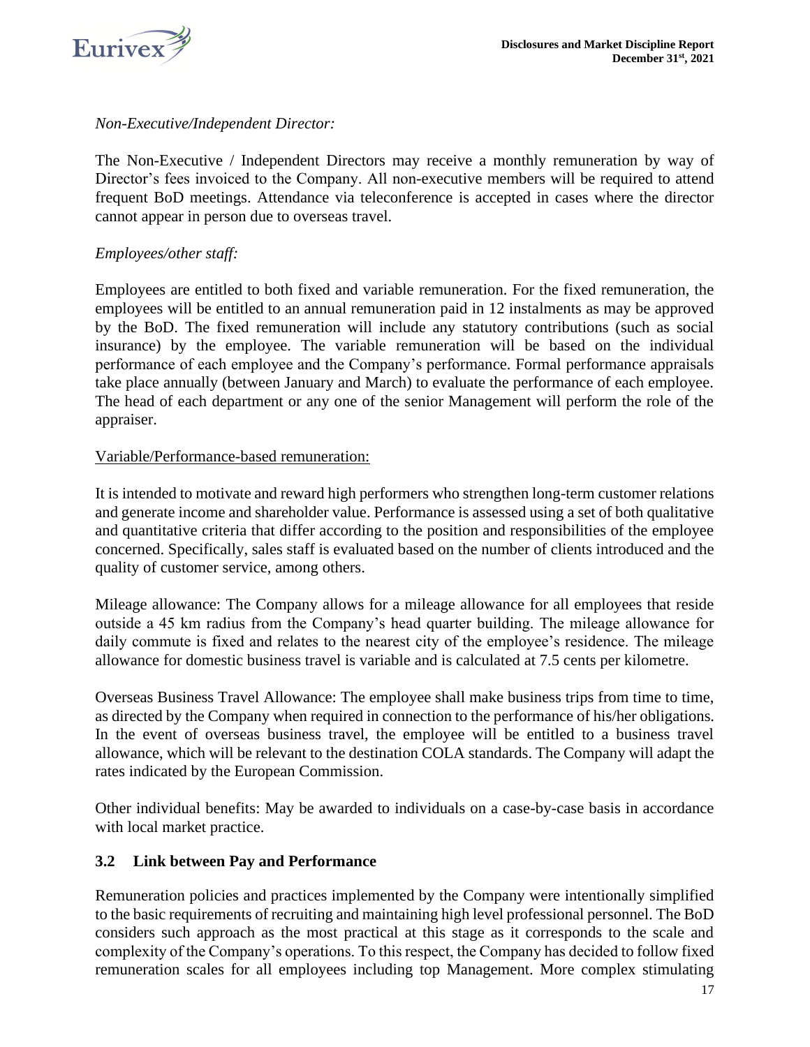*Non-Executive/Independent Director:*

The Non-Executive / Independent Directors may receive a monthly remuneration by way of Director's fees invoiced to the Company. All non-executive members will be required to attend frequent BoD meetings. Attendance via teleconference is accepted in cases where the director cannot appear in person due to overseas travel.

*Employees/other staff:*

Employees are entitled to both fixed and variable remuneration. For the fixed remuneration, the employees will be entitled to an annual remuneration paid in 12 instalments as may be approved by the BoD. The fixed remuneration will include any statutory contributions (such as social insurance) by the employee. The variable remuneration will be based on the individual performance of each employee and the Company's performance. Formal performance appraisals take place annually (between January and March) to evaluate the performance of each employee. The head of each department or any one of the senior Management will perform the role of the appraiser.

<u>Variable/Performance-based remuneration:</u>

It is intended to motivate and reward high performers who strengthen long-term customer relations and generate income and shareholder value. Performance is assessed using a set of both qualitative and quantitative criteria that differ according to the position and responsibilities of the employee concerned. Specifically, sales staff is evaluated based on the number of clients introduced and the quality of customer service, among others.

Mileage allowance: The Company allows for a mileage allowance for all employees that reside outside a 45 km radius from the Company's head quarter building. The mileage allowance for daily commute is fixed and relates to the nearest city of the employee's residence. The mileage allowance for domestic business travel is variable and is calculated at 7.5 cents per kilometre.

Overseas Business Travel Allowance: The employee shall make business trips from time to time, as directed by the Company when required in connection to the performance of his/her obligations. In the event of overseas business travel, the employee will be entitled to a business travel allowance, which will be relevant to the destination COLA standards. The Company will adapt the rates indicated by the European Commission.

Other individual benefits: May be awarded to individuals on a case-by-case basis in accordance with local market practice.

### 3.2 Link between Pay and Performance

Remuneration policies and practices implemented by the Company were intentionally simplified to the basic requirements of recruiting and maintaining high level professional personnel. The BoD considers such approach as the most practical at this stage as it corresponds to the scale and complexity of the Company's operations. To this respect, the Company has decided to follow fixed remuneration scales for all employees including top Management. More complex stimulating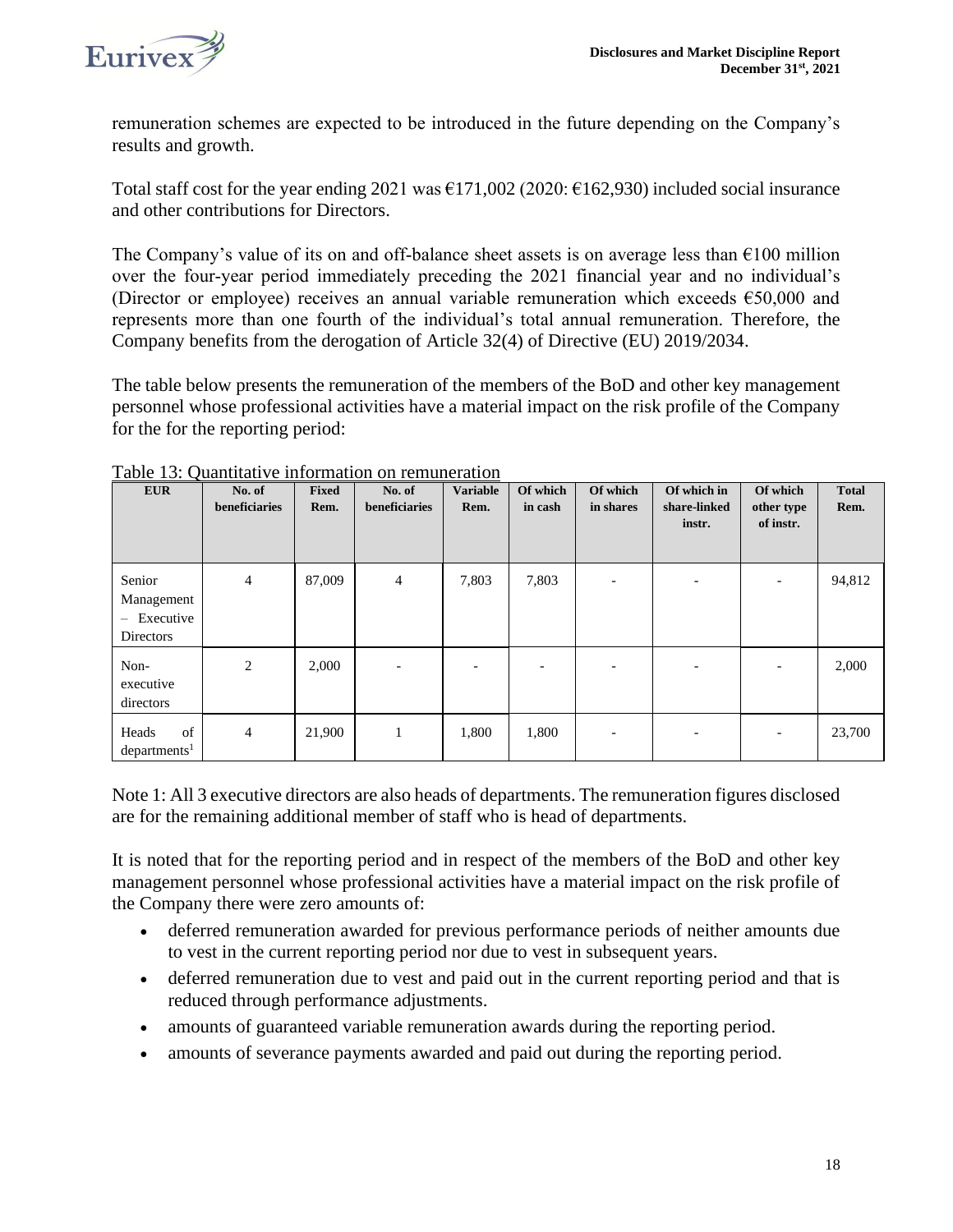remuneration schemes are expected to be introduced in the future depending on the Company's results and growth.

Total staff cost for the year ending 2021 was €171,002 (2020: €162,930) included social insurance and other contributions for Directors.

The Company's value of its on and off-balance sheet assets is on average less than €100 million over the four-year period immediately preceding the 2021 financial year and no individual's (Director or employee) receives an annual variable remuneration which exceeds €50,000 and represents more than one fourth of the individual's total annual remuneration. Therefore, the Company benefits from the derogation of Article 32(4) of Directive (EU) 2019/2034.

The table below presents the remuneration of the members of the BoD and other key management personnel whose professional activities have a material impact on the risk profile of the Company for the for the reporting period:

Table 13: Quantitative information on remuneration

| EUR | No. of beneficiaries | Fixed Rem. | No. of beneficiaries | Variable Rem. | Of which in cash | Of which in shares | Of which in share-linked instr. | Of which other type of instr. | Total Rem. |
|---|---|---|---|---|---|---|---|---|---|
| Senior Management – Executive Directors | 4 | 87,009 | 4 | 7,803 | 7,803 | - | - | - | 94,812 |
| Non-executive directors | 2 | 2,000 | - | - | - | - | - | - | 2,000 |
| Heads of departments[1] | 4 | 21,900 | 1 | 1,800 | 1,800 | - | - | - | 23,700 |

Note 1: All 3 executive directors are also heads of departments. The remuneration figures disclosed are for the remaining additional member of staff who is head of departments.

It is noted that for the reporting period and in respect of the members of the BoD and other key management personnel whose professional activities have a material impact on the risk profile of the Company there were zero amounts of:

- deferred remuneration awarded for previous performance periods of neither amounts due to vest in the current reporting period nor due to vest in subsequent years.
- deferred remuneration due to vest and paid out in the current reporting period and that is reduced through performance adjustments.
- amounts of guaranteed variable remuneration awards during the reporting period.
- amounts of severance payments awarded and paid out during the reporting period.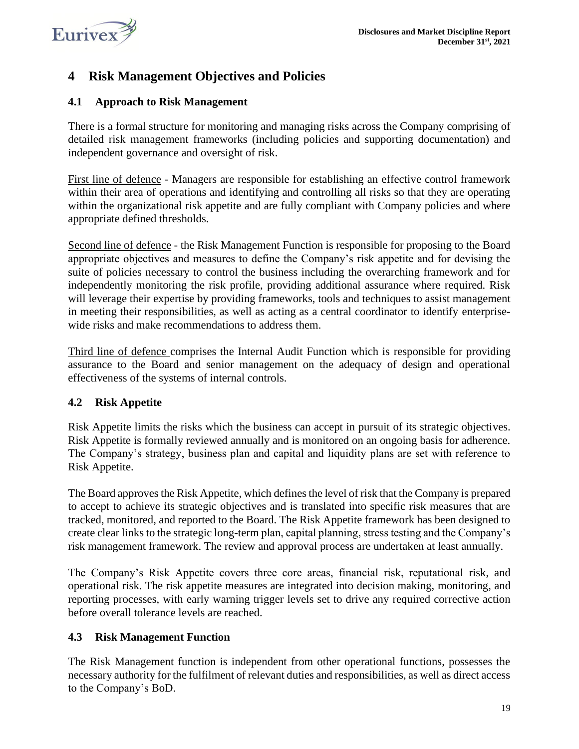# 4 Risk Management Objectives and Policies

## 4.1 Approach to Risk Management

There is a formal structure for monitoring and managing risks across the Company comprising of detailed risk management frameworks (including policies and supporting documentation) and independent governance and oversight of risk.

First line of defence - Managers are responsible for establishing an effective control framework within their area of operations and identifying and controlling all risks so that they are operating within the organizational risk appetite and are fully compliant with Company policies and where appropriate defined thresholds.

Second line of defence - the Risk Management Function is responsible for proposing to the Board appropriate objectives and measures to define the Company's risk appetite and for devising the suite of policies necessary to control the business including the overarching framework and for independently monitoring the risk profile, providing additional assurance where required. Risk will leverage their expertise by providing frameworks, tools and techniques to assist management in meeting their responsibilities, as well as acting as a central coordinator to identify enterprise-wide risks and make recommendations to address them.

Third line of defence comprises the Internal Audit Function which is responsible for providing assurance to the Board and senior management on the adequacy of design and operational effectiveness of the systems of internal controls.

## 4.2 Risk Appetite

Risk Appetite limits the risks which the business can accept in pursuit of its strategic objectives. Risk Appetite is formally reviewed annually and is monitored on an ongoing basis for adherence. The Company's strategy, business plan and capital and liquidity plans are set with reference to Risk Appetite.

The Board approves the Risk Appetite, which defines the level of risk that the Company is prepared to accept to achieve its strategic objectives and is translated into specific risk measures that are tracked, monitored, and reported to the Board. The Risk Appetite framework has been designed to create clear links to the strategic long-term plan, capital planning, stress testing and the Company's risk management framework. The review and approval process are undertaken at least annually.

The Company's Risk Appetite covers three core areas, financial risk, reputational risk, and operational risk. The risk appetite measures are integrated into decision making, monitoring, and reporting processes, with early warning trigger levels set to drive any required corrective action before overall tolerance levels are reached.

## 4.3 Risk Management Function

The Risk Management function is independent from other operational functions, possesses the necessary authority for the fulfilment of relevant duties and responsibilities, as well as direct access to the Company's BoD.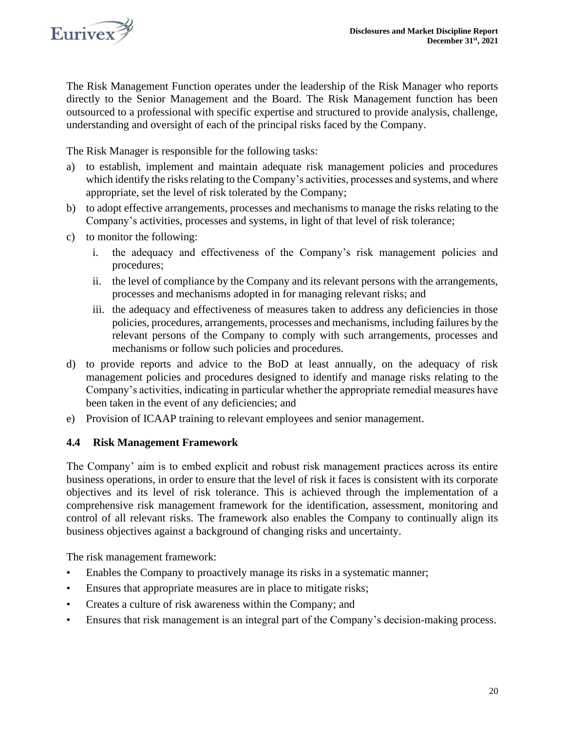The Risk Management Function operates under the leadership of the Risk Manager who reports directly to the Senior Management and the Board. The Risk Management function has been outsourced to a professional with specific expertise and structured to provide analysis, challenge, understanding and oversight of each of the principal risks faced by the Company.

The Risk Manager is responsible for the following tasks:

a) to establish, implement and maintain adequate risk management policies and procedures which identify the risks relating to the Company's activities, processes and systems, and where appropriate, set the level of risk tolerated by the Company;
b) to adopt effective arrangements, processes and mechanisms to manage the risks relating to the Company's activities, processes and systems, in light of that level of risk tolerance;
c) to monitor the following:
   i. the adequacy and effectiveness of the Company's risk management policies and procedures;
   ii. the level of compliance by the Company and its relevant persons with the arrangements, processes and mechanisms adopted in for managing relevant risks; and
   iii. the adequacy and effectiveness of measures taken to address any deficiencies in those policies, procedures, arrangements, processes and mechanisms, including failures by the relevant persons of the Company to comply with such arrangements, processes and mechanisms or follow such policies and procedures.
d) to provide reports and advice to the BoD at least annually, on the adequacy of risk management policies and procedures designed to identify and manage risks relating to the Company's activities, indicating in particular whether the appropriate remedial measures have been taken in the event of any deficiencies; and
e) Provision of ICAAP training to relevant employees and senior management.

### 4.4 Risk Management Framework

The Company' aim is to embed explicit and robust risk management practices across its entire business operations, in order to ensure that the level of risk it faces is consistent with its corporate objectives and its level of risk tolerance. This is achieved through the implementation of a comprehensive risk management framework for the identification, assessment, monitoring and control of all relevant risks. The framework also enables the Company to continually align its business objectives against a background of changing risks and uncertainty.

The risk management framework:

- Enables the Company to proactively manage its risks in a systematic manner;
- Ensures that appropriate measures are in place to mitigate risks;
- Creates a culture of risk awareness within the Company; and
- Ensures that risk management is an integral part of the Company's decision-making process.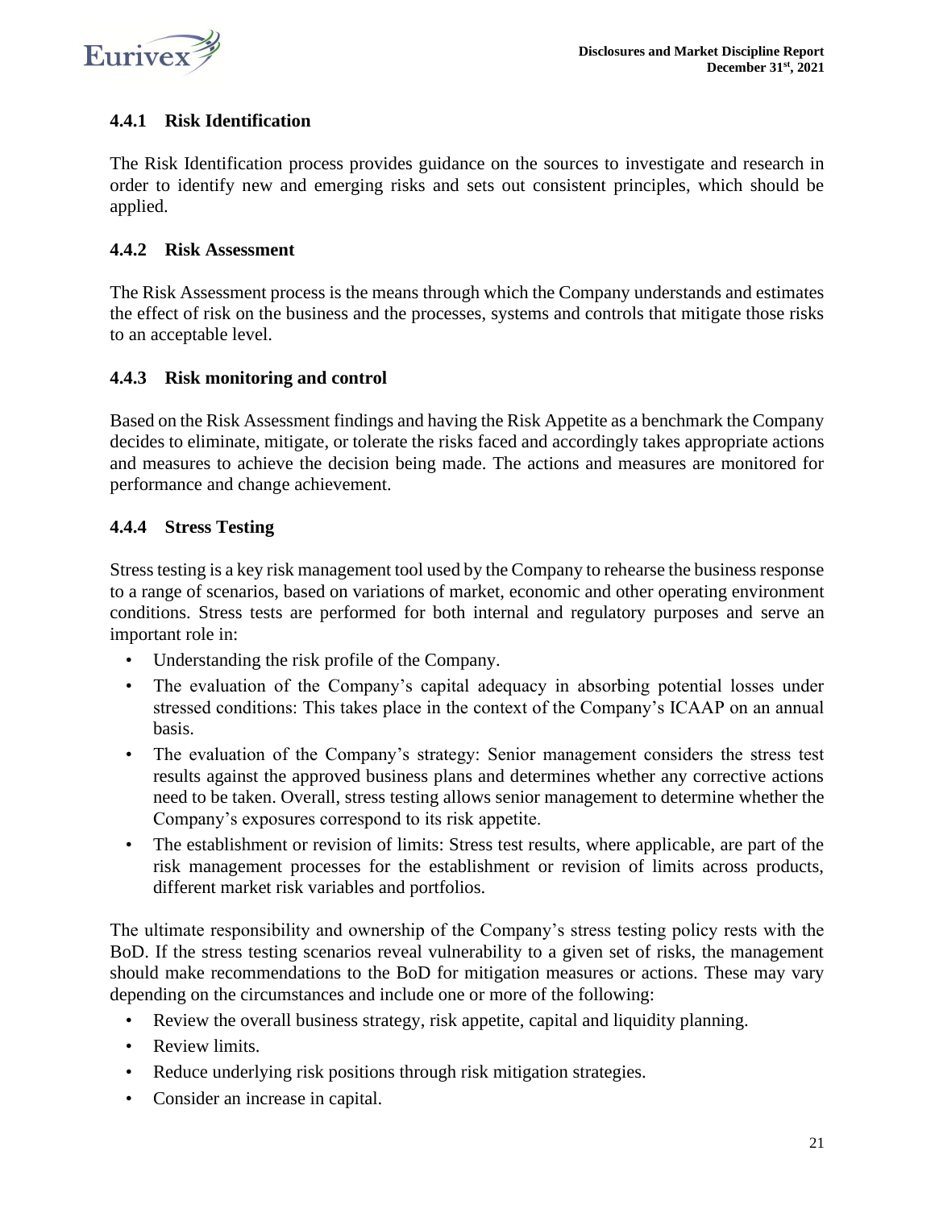### 4.4.1 Risk Identification

The Risk Identification process provides guidance on the sources to investigate and research in order to identify new and emerging risks and sets out consistent principles, which should be applied.

### 4.4.2 Risk Assessment

The Risk Assessment process is the means through which the Company understands and estimates the effect of risk on the business and the processes, systems and controls that mitigate those risks to an acceptable level.

### 4.4.3 Risk monitoring and control

Based on the Risk Assessment findings and having the Risk Appetite as a benchmark the Company decides to eliminate, mitigate, or tolerate the risks faced and accordingly takes appropriate actions and measures to achieve the decision being made. The actions and measures are monitored for performance and change achievement.

### 4.4.4 Stress Testing

Stress testing is a key risk management tool used by the Company to rehearse the business response to a range of scenarios, based on variations of market, economic and other operating environment conditions. Stress tests are performed for both internal and regulatory purposes and serve an important role in:

- Understanding the risk profile of the Company.
- The evaluation of the Company's capital adequacy in absorbing potential losses under stressed conditions: This takes place in the context of the Company's ICAAP on an annual basis.
- The evaluation of the Company's strategy: Senior management considers the stress test results against the approved business plans and determines whether any corrective actions need to be taken. Overall, stress testing allows senior management to determine whether the Company's exposures correspond to its risk appetite.
- The establishment or revision of limits: Stress test results, where applicable, are part of the risk management processes for the establishment or revision of limits across products, different market risk variables and portfolios.

The ultimate responsibility and ownership of the Company's stress testing policy rests with the BoD. If the stress testing scenarios reveal vulnerability to a given set of risks, the management should make recommendations to the BoD for mitigation measures or actions. These may vary depending on the circumstances and include one or more of the following:

- Review the overall business strategy, risk appetite, capital and liquidity planning.
- Review limits.
- Reduce underlying risk positions through risk mitigation strategies.
- Consider an increase in capital.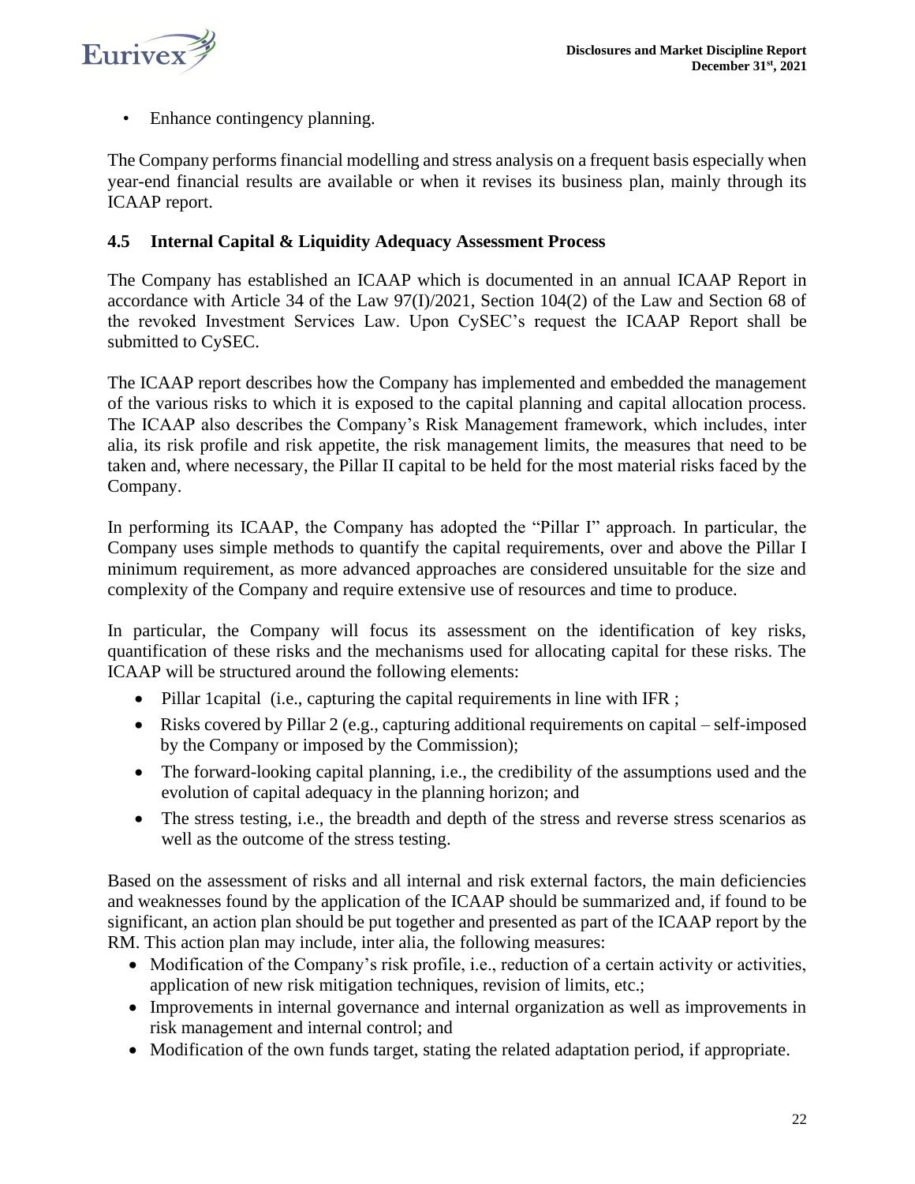- Enhance contingency planning.

The Company performs financial modelling and stress analysis on a frequent basis especially when year-end financial results are available or when it revises its business plan, mainly through its ICAAP report.

### 4.5 Internal Capital & Liquidity Adequacy Assessment Process

The Company has established an ICAAP which is documented in an annual ICAAP Report in accordance with Article 34 of the Law 97(I)/2021, Section 104(2) of the Law and Section 68 of the revoked Investment Services Law. Upon CySEC's request the ICAAP Report shall be submitted to CySEC.

The ICAAP report describes how the Company has implemented and embedded the management of the various risks to which it is exposed to the capital planning and capital allocation process. The ICAAP also describes the Company's Risk Management framework, which includes, inter alia, its risk profile and risk appetite, the risk management limits, the measures that need to be taken and, where necessary, the Pillar II capital to be held for the most material risks faced by the Company.

In performing its ICAAP, the Company has adopted the "Pillar I" approach. In particular, the Company uses simple methods to quantify the capital requirements, over and above the Pillar I minimum requirement, as more advanced approaches are considered unsuitable for the size and complexity of the Company and require extensive use of resources and time to produce.

In particular, the Company will focus its assessment on the identification of key risks, quantification of these risks and the mechanisms used for allocating capital for these risks. The ICAAP will be structured around the following elements:

- Pillar 1capital (i.e., capturing the capital requirements in line with IFR ;
- Risks covered by Pillar 2 (e.g., capturing additional requirements on capital – self-imposed by the Company or imposed by the Commission);
- The forward-looking capital planning, i.e., the credibility of the assumptions used and the evolution of capital adequacy in the planning horizon; and
- The stress testing, i.e., the breadth and depth of the stress and reverse stress scenarios as well as the outcome of the stress testing.

Based on the assessment of risks and all internal and risk external factors, the main deficiencies and weaknesses found by the application of the ICAAP should be summarized and, if found to be significant, an action plan should be put together and presented as part of the ICAAP report by the RM. This action plan may include, inter alia, the following measures:

- Modification of the Company's risk profile, i.e., reduction of a certain activity or activities, application of new risk mitigation techniques, revision of limits, etc.;
- Improvements in internal governance and internal organization as well as improvements in risk management and internal control; and
- Modification of the own funds target, stating the related adaptation period, if appropriate.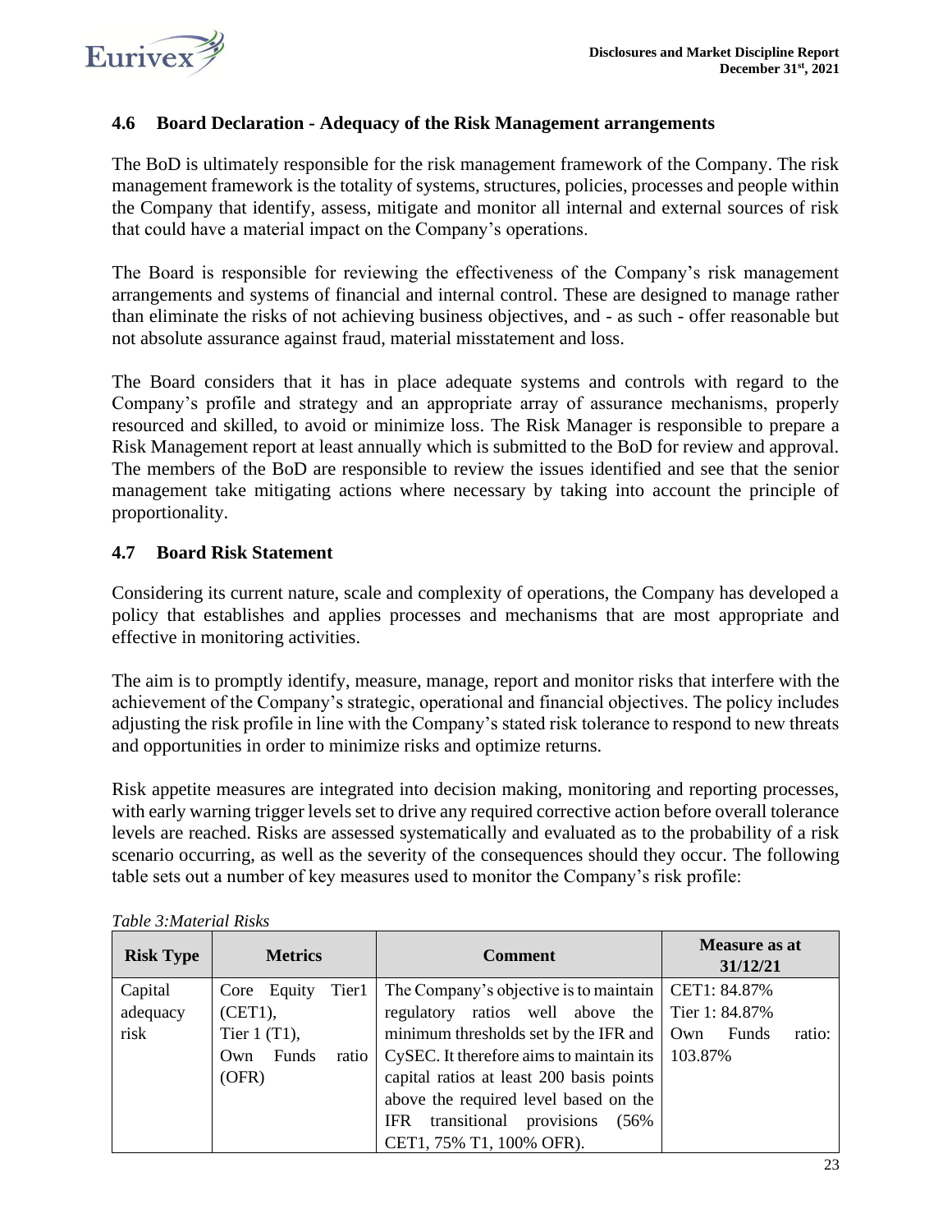## 4.6 Board Declaration - Adequacy of the Risk Management arrangements

The BoD is ultimately responsible for the risk management framework of the Company. The risk management framework is the totality of systems, structures, policies, processes and people within the Company that identify, assess, mitigate and monitor all internal and external sources of risk that could have a material impact on the Company's operations.

The Board is responsible for reviewing the effectiveness of the Company's risk management arrangements and systems of financial and internal control. These are designed to manage rather than eliminate the risks of not achieving business objectives, and - as such - offer reasonable but not absolute assurance against fraud, material misstatement and loss.

The Board considers that it has in place adequate systems and controls with regard to the Company's profile and strategy and an appropriate array of assurance mechanisms, properly resourced and skilled, to avoid or minimize loss. The Risk Manager is responsible to prepare a Risk Management report at least annually which is submitted to the BoD for review and approval. The members of the BoD are responsible to review the issues identified and see that the senior management take mitigating actions where necessary by taking into account the principle of proportionality.

## 4.7 Board Risk Statement

Considering its current nature, scale and complexity of operations, the Company has developed a policy that establishes and applies processes and mechanisms that are most appropriate and effective in monitoring activities.

The aim is to promptly identify, measure, manage, report and monitor risks that interfere with the achievement of the Company's strategic, operational and financial objectives. The policy includes adjusting the risk profile in line with the Company's stated risk tolerance to respond to new threats and opportunities in order to minimize risks and optimize returns.

Risk appetite measures are integrated into decision making, monitoring and reporting processes, with early warning trigger levels set to drive any required corrective action before overall tolerance levels are reached. Risks are assessed systematically and evaluated as to the probability of a risk scenario occurring, as well as the severity of the consequences should they occur. The following table sets out a number of key measures used to monitor the Company's risk profile:

*Table 3:Material Risks*

| Risk Type | Metrics | Comment | Measure as at 31/12/21 |
|---|---|---|---|
| Capital adequacy risk | Core Equity Tier1 (CET1), Tier 1 (T1), Own Funds ratio (OFR) | The Company's objective is to maintain regulatory ratios well above the minimum thresholds set by the IFR and CySEC. It therefore aims to maintain its capital ratios at least 200 basis points above the required level based on the IFR transitional provisions (56% CET1, 75% T1, 100% OFR). | CET1: 84.87%<br>Tier 1: 84.87%<br>Own Funds ratio: 103.87% |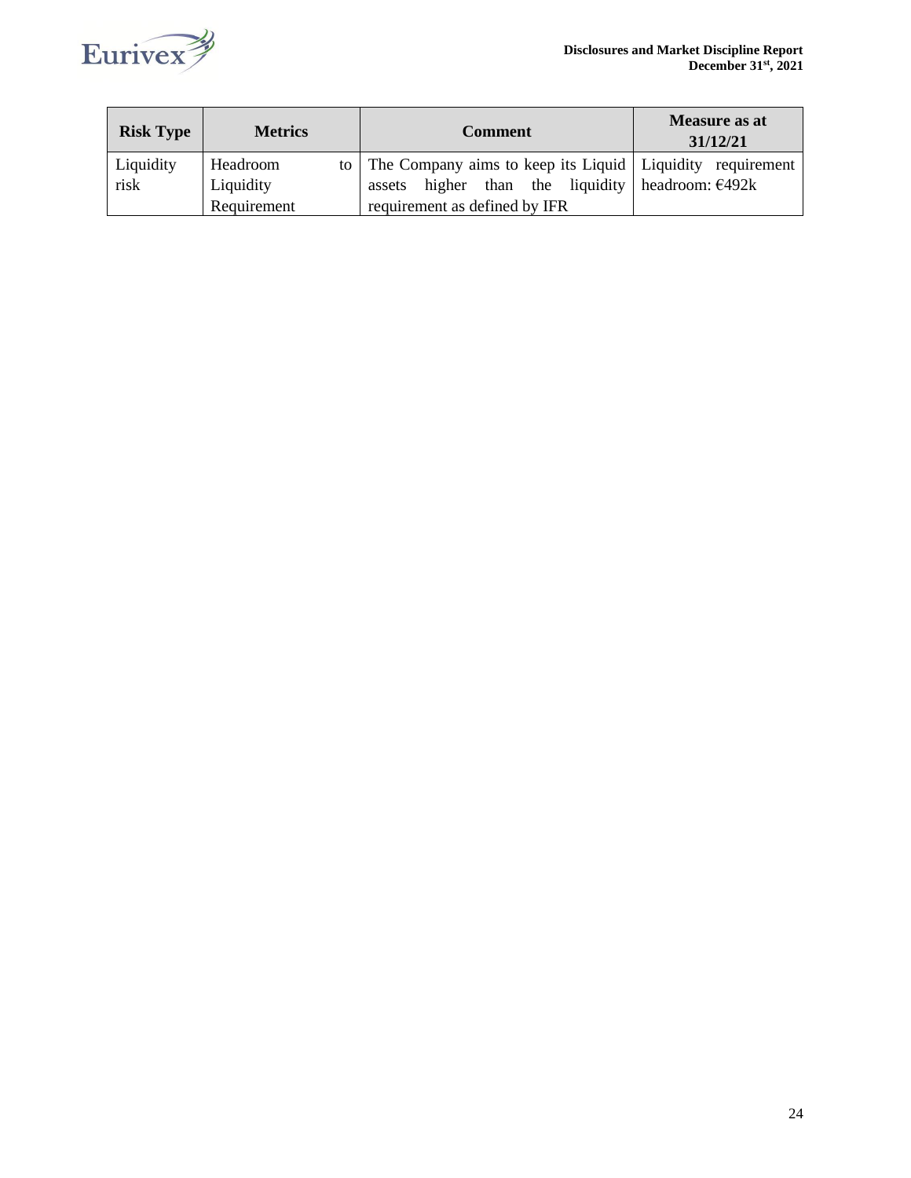| Risk Type | Metrics | Comment | Measure as at 31/12/21 |
| --- | --- | --- | --- |
| Liquidity risk | Headroom to Liquidity Requirement | The Company aims to keep its Liquid assets higher than the liquidity requirement as defined by IFR | Liquidity requirement headroom: €492k |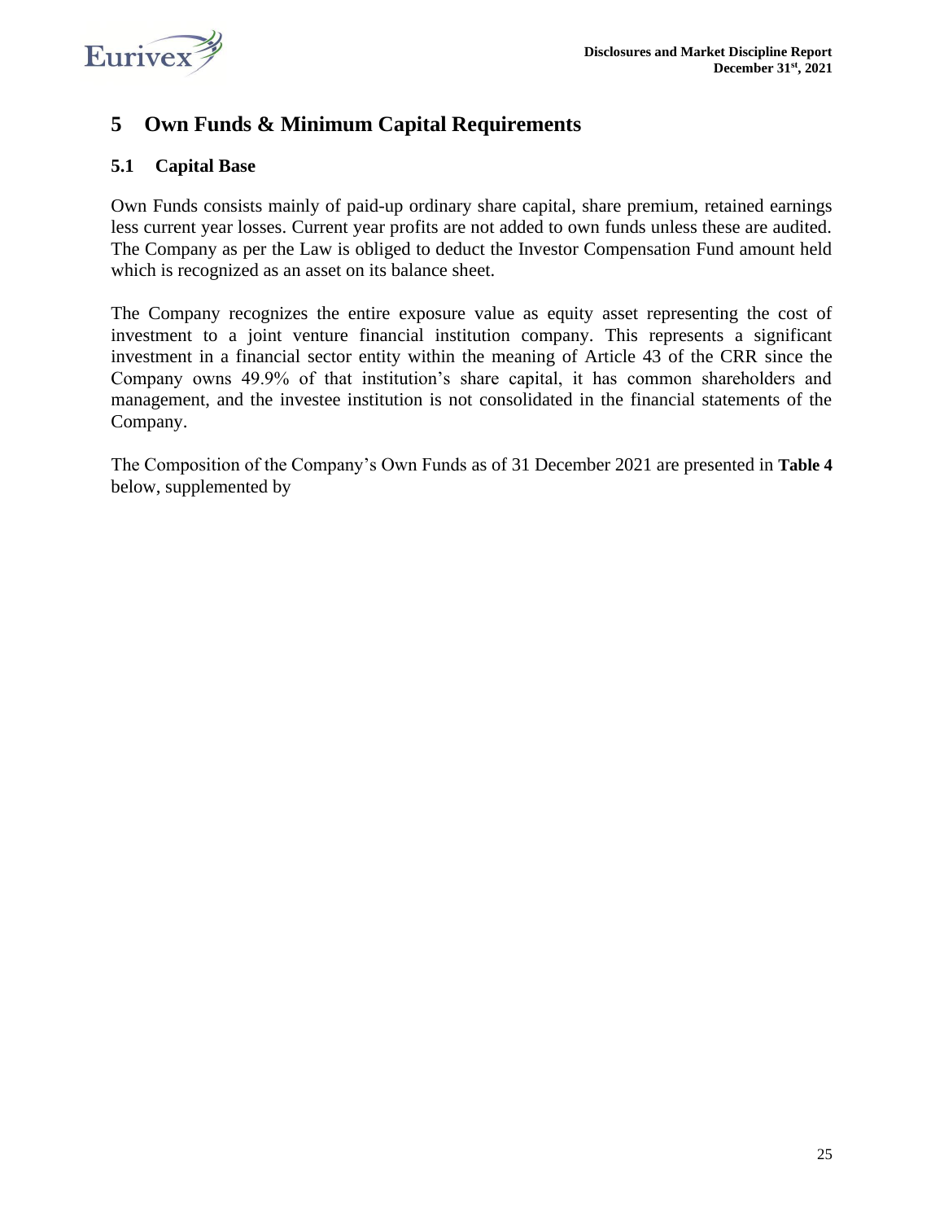# 5 Own Funds & Minimum Capital Requirements

## 5.1 Capital Base

Own Funds consists mainly of paid-up ordinary share capital, share premium, retained earnings less current year losses. Current year profits are not added to own funds unless these are audited. The Company as per the Law is obliged to deduct the Investor Compensation Fund amount held which is recognized as an asset on its balance sheet.

The Company recognizes the entire exposure value as equity asset representing the cost of investment to a joint venture financial institution company. This represents a significant investment in a financial sector entity within the meaning of Article 43 of the CRR since the Company owns 49.9% of that institution's share capital, it has common shareholders and management, and the investee institution is not consolidated in the financial statements of the Company.

The Composition of the Company's Own Funds as of 31 December 2021 are presented in **Table 4** below, supplemented by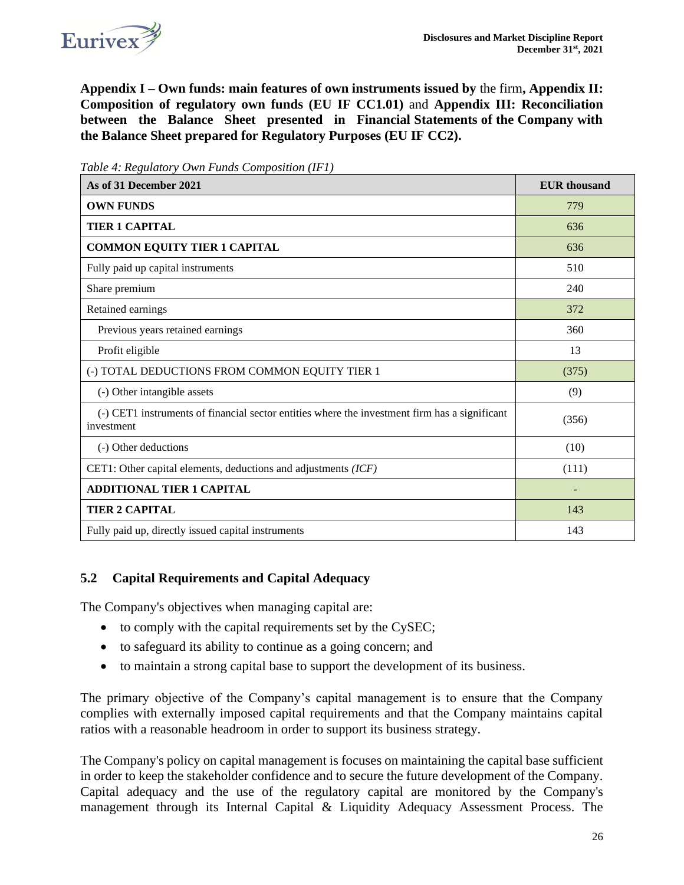**Appendix I – Own funds: main features of own instruments issued by** the firm**, Appendix II: Composition of regulatory own funds (EU IF CC1.01)** and **Appendix III: Reconciliation between the Balance Sheet presented in Financial Statements of the Company with the Balance Sheet prepared for Regulatory Purposes (EU IF CC2).**

*Table 4: Regulatory Own Funds Composition (IF1)*

| As of 31 December 2021 | EUR thousand |
|---|---|
| **OWN FUNDS** | 779 |
| **TIER 1 CAPITAL** | 636 |
| **COMMON EQUITY TIER 1 CAPITAL** | 636 |
| Fully paid up capital instruments | 510 |
| Share premium | 240 |
| Retained earnings | 372 |
| Previous years retained earnings | 360 |
| Profit eligible | 13 |
| (-) TOTAL DEDUCTIONS FROM COMMON EQUITY TIER 1 | (375) |
| (-) Other intangible assets | (9) |
| (-) CET1 instruments of financial sector entities where the investment firm has a significant investment | (356) |
| (-) Other deductions | (10) |
| CET1: Other capital elements, deductions and adjustments *(ICF)* | (111) |
| **ADDITIONAL TIER 1 CAPITAL** | - |
| **TIER 2 CAPITAL** | 143 |
| Fully paid up, directly issued capital instruments | 143 |

## 5.2 Capital Requirements and Capital Adequacy

The Company's objectives when managing capital are:

- to comply with the capital requirements set by the CySEC;
- to safeguard its ability to continue as a going concern; and
- to maintain a strong capital base to support the development of its business.

The primary objective of the Company's capital management is to ensure that the Company complies with externally imposed capital requirements and that the Company maintains capital ratios with a reasonable headroom in order to support its business strategy.

The Company's policy on capital management is focuses on maintaining the capital base sufficient in order to keep the stakeholder confidence and to secure the future development of the Company. Capital adequacy and the use of the regulatory capital are monitored by the Company's management through its Internal Capital & Liquidity Adequacy Assessment Process. The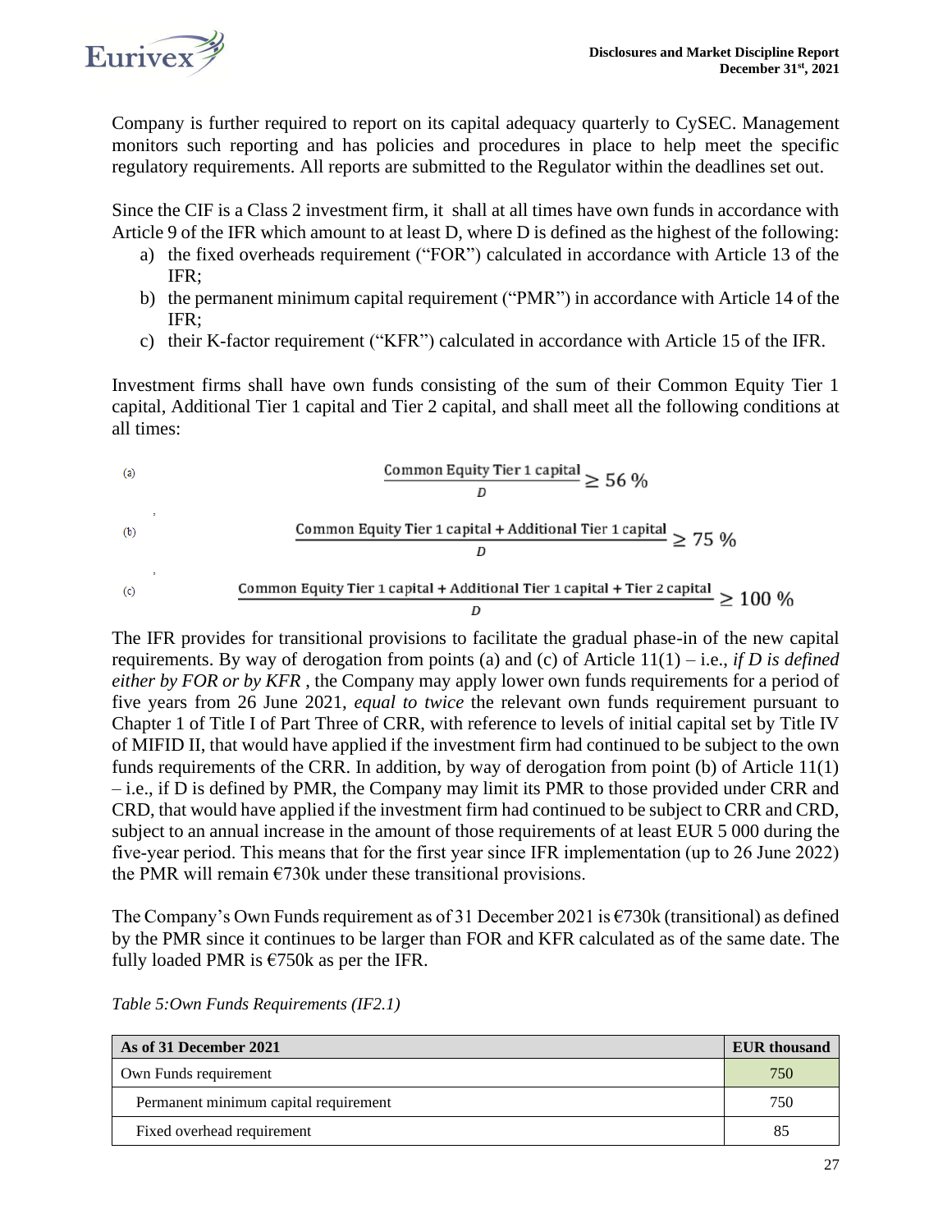Company is further required to report on its capital adequacy quarterly to CySEC. Management monitors such reporting and has policies and procedures in place to help meet the specific regulatory requirements. All reports are submitted to the Regulator within the deadlines set out.

Since the CIF is a Class 2 investment firm, it shall at all times have own funds in accordance with Article 9 of the IFR which amount to at least D, where D is defined as the highest of the following:

a) the fixed overheads requirement ("FOR") calculated in accordance with Article 13 of the IFR;
b) the permanent minimum capital requirement ("PMR") in accordance with Article 14 of the IFR;
c) their K-factor requirement ("KFR") calculated in accordance with Article 15 of the IFR.

Investment firms shall have own funds consisting of the sum of their Common Equity Tier 1 capital, Additional Tier 1 capital and Tier 2 capital, and shall meet all the following conditions at all times:

(a)
$$\frac{\text{Common Equity Tier 1 capital}}{D} \geq 56\ \%$$

(b)
$$\frac{\text{Common Equity Tier 1 capital} + \text{Additional Tier 1 capital}}{D} \geq 75\ \%$$

(c)
$$\frac{\text{Common Equity Tier 1 capital} + \text{Additional Tier 1 capital} + \text{Tier 2 capital}}{D} \geq 100\ \%$$

The IFR provides for transitional provisions to facilitate the gradual phase-in of the new capital requirements. By way of derogation from points (a) and (c) of Article 11(1) – i.e., *if D is defined either by FOR or by KFR* , the Company may apply lower own funds requirements for a period of five years from 26 June 2021, *equal to twice* the relevant own funds requirement pursuant to Chapter 1 of Title I of Part Three of CRR, with reference to levels of initial capital set by Title IV of MIFID II, that would have applied if the investment firm had continued to be subject to the own funds requirements of the CRR. In addition, by way of derogation from point (b) of Article 11(1) – i.e., if D is defined by PMR, the Company may limit its PMR to those provided under CRR and CRD, that would have applied if the investment firm had continued to be subject to CRR and CRD, subject to an annual increase in the amount of those requirements of at least EUR 5 000 during the five-year period. This means that for the first year since IFR implementation (up to 26 June 2022) the PMR will remain €730k under these transitional provisions.

The Company's Own Funds requirement as of 31 December 2021 is €730k (transitional) as defined by the PMR since it continues to be larger than FOR and KFR calculated as of the same date. The fully loaded PMR is €750k as per the IFR.

*Table 5:Own Funds Requirements (IF2.1)*

| As of 31 December 2021 | EUR thousand |
|---|---|
| Own Funds requirement | 750 |
| Permanent minimum capital requirement | 750 |
| Fixed overhead requirement | 85 |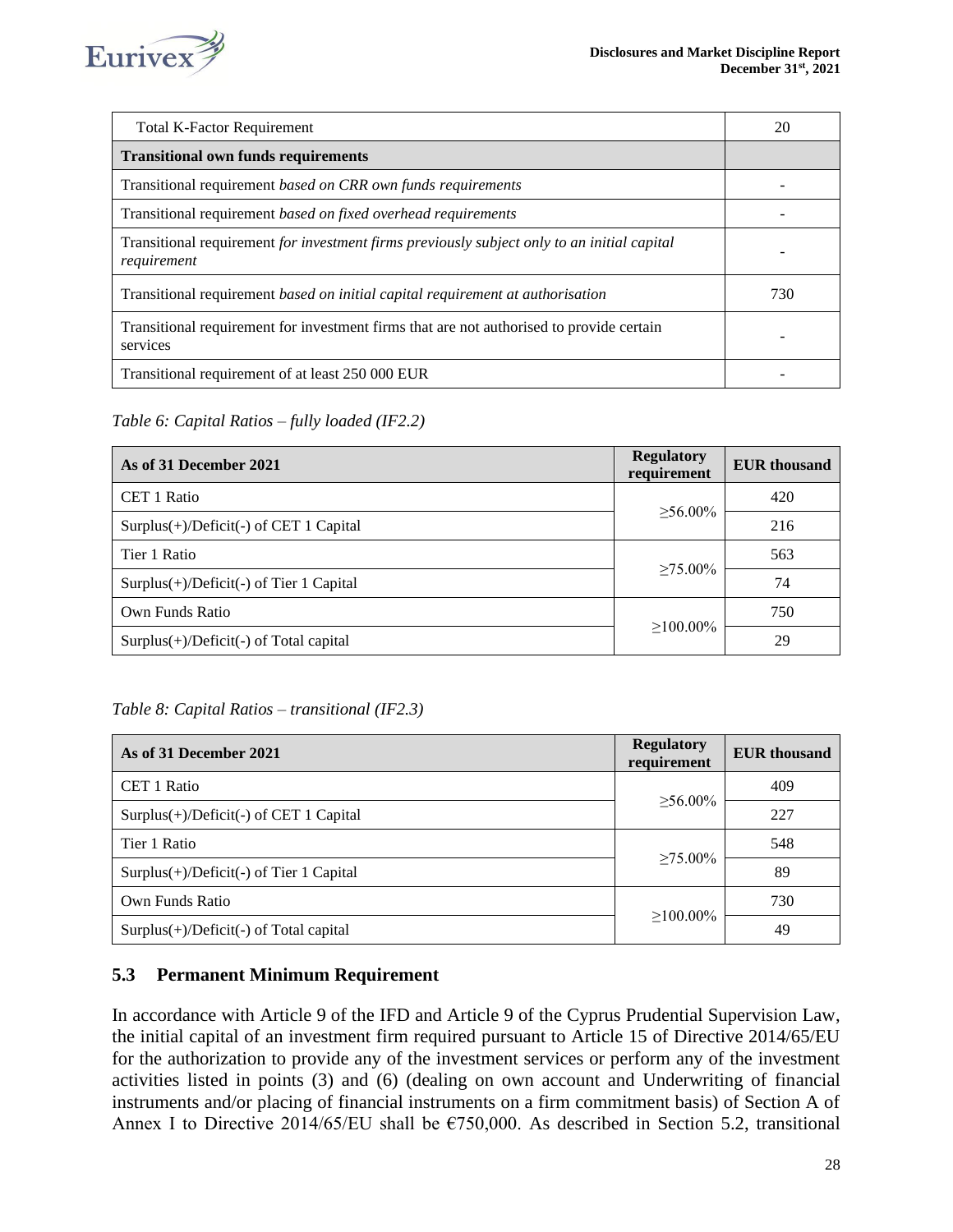| Total K-Factor Requirement | 20 |
|---|---|
| **Transitional own funds requirements** | |
| Transitional requirement *based on CRR own funds requirements* | - |
| Transitional requirement *based on fixed overhead requirements* | - |
| Transitional requirement *for investment firms previously subject only to an initial capital requirement* | - |
| Transitional requirement *based on initial capital requirement at authorisation* | 730 |
| Transitional requirement for investment firms that are not authorised to provide certain services | - |
| Transitional requirement of at least 250 000 EUR | - |

*Table 6: Capital Ratios – fully loaded (IF2.2)*

| As of 31 December 2021 | Regulatory requirement | EUR thousand |
|---|---|---|
| CET 1 Ratio | ≥56.00% | 420 |
| Surplus(+)/Deficit(-) of CET 1 Capital | | 216 |
| Tier 1 Ratio | ≥75.00% | 563 |
| Surplus(+)/Deficit(-) of Tier 1 Capital | | 74 |
| Own Funds Ratio | ≥100.00% | 750 |
| Surplus(+)/Deficit(-) of Total capital | | 29 |

*Table 8: Capital Ratios – transitional (IF2.3)*

| As of 31 December 2021 | Regulatory requirement | EUR thousand |
|---|---|---|
| CET 1 Ratio | ≥56.00% | 409 |
| Surplus(+)/Deficit(-) of CET 1 Capital | | 227 |
| Tier 1 Ratio | ≥75.00% | 548 |
| Surplus(+)/Deficit(-) of Tier 1 Capital | | 89 |
| Own Funds Ratio | ≥100.00% | 730 |
| Surplus(+)/Deficit(-) of Total capital | | 49 |

## 5.3 Permanent Minimum Requirement

In accordance with Article 9 of the IFD and Article 9 of the Cyprus Prudential Supervision Law, the initial capital of an investment firm required pursuant to Article 15 of Directive 2014/65/EU for the authorization to provide any of the investment services or perform any of the investment activities listed in points (3) and (6) (dealing on own account and Underwriting of financial instruments and/or placing of financial instruments on a firm commitment basis) of Section A of Annex I to Directive 2014/65/EU shall be €750,000. As described in Section 5.2, transitional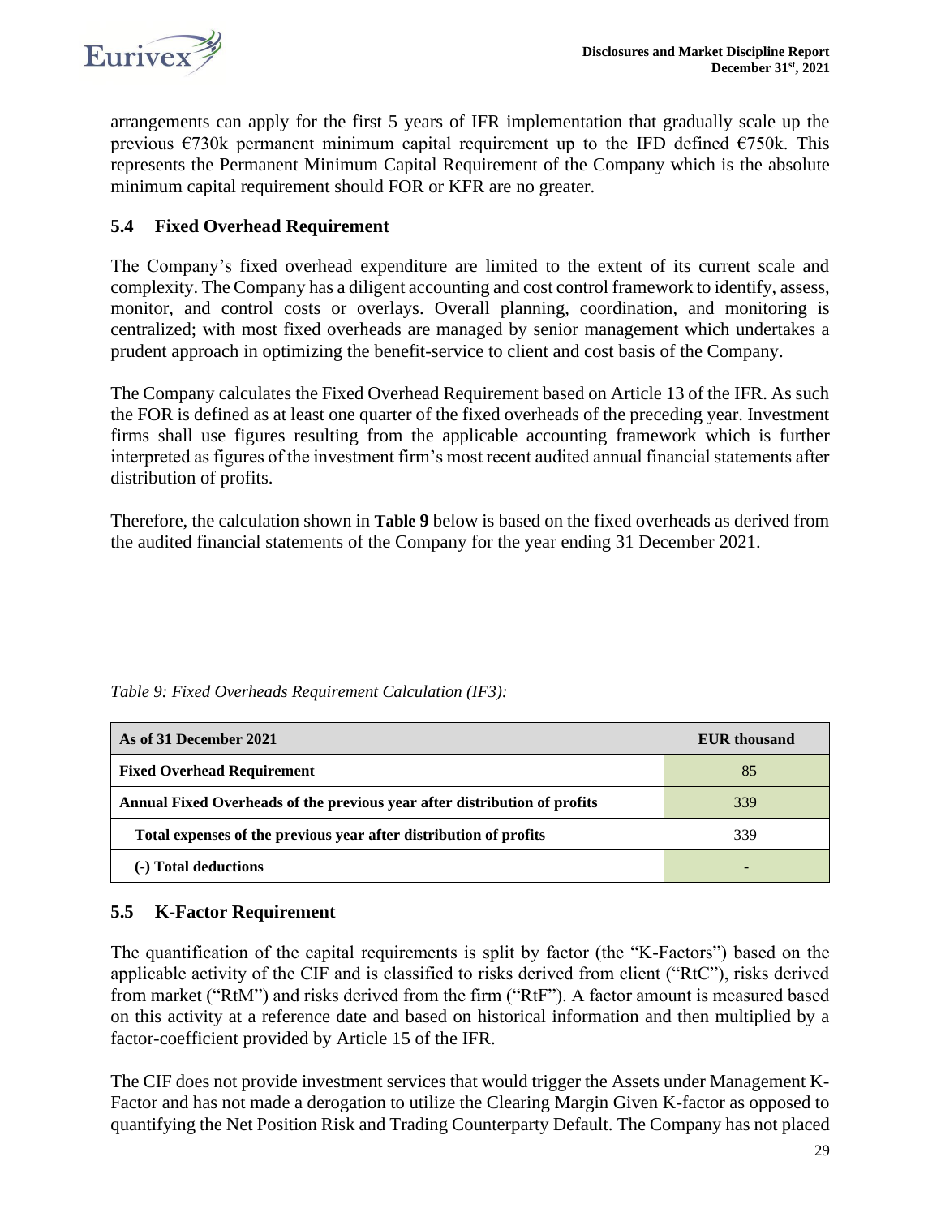arrangements can apply for the first 5 years of IFR implementation that gradually scale up the previous €730k permanent minimum capital requirement up to the IFD defined €750k. This represents the Permanent Minimum Capital Requirement of the Company which is the absolute minimum capital requirement should FOR or KFR are no greater.

## 5.4 Fixed Overhead Requirement

The Company's fixed overhead expenditure are limited to the extent of its current scale and complexity. The Company has a diligent accounting and cost control framework to identify, assess, monitor, and control costs or overlays. Overall planning, coordination, and monitoring is centralized; with most fixed overheads are managed by senior management which undertakes a prudent approach in optimizing the benefit-service to client and cost basis of the Company.

The Company calculates the Fixed Overhead Requirement based on Article 13 of the IFR. As such the FOR is defined as at least one quarter of the fixed overheads of the preceding year. Investment firms shall use figures resulting from the applicable accounting framework which is further interpreted as figures of the investment firm's most recent audited annual financial statements after distribution of profits.

Therefore, the calculation shown in **Table 9** below is based on the fixed overheads as derived from the audited financial statements of the Company for the year ending 31 December 2021.

*Table 9: Fixed Overheads Requirement Calculation (IF3):*

| As of 31 December 2021 | EUR thousand |
|---|---|
| **Fixed Overhead Requirement** | 85 |
| **Annual Fixed Overheads of the previous year after distribution of profits** | 339 |
| **Total expenses of the previous year after distribution of profits** | 339 |
| **(-) Total deductions** | - |

## 5.5 K-Factor Requirement

The quantification of the capital requirements is split by factor (the "K-Factors") based on the applicable activity of the CIF and is classified to risks derived from client ("RtC"), risks derived from market ("RtM") and risks derived from the firm ("RtF"). A factor amount is measured based on this activity at a reference date and based on historical information and then multiplied by a factor-coefficient provided by Article 15 of the IFR.

The CIF does not provide investment services that would trigger the Assets under Management K-Factor and has not made a derogation to utilize the Clearing Margin Given K-factor as opposed to quantifying the Net Position Risk and Trading Counterparty Default. The Company has not placed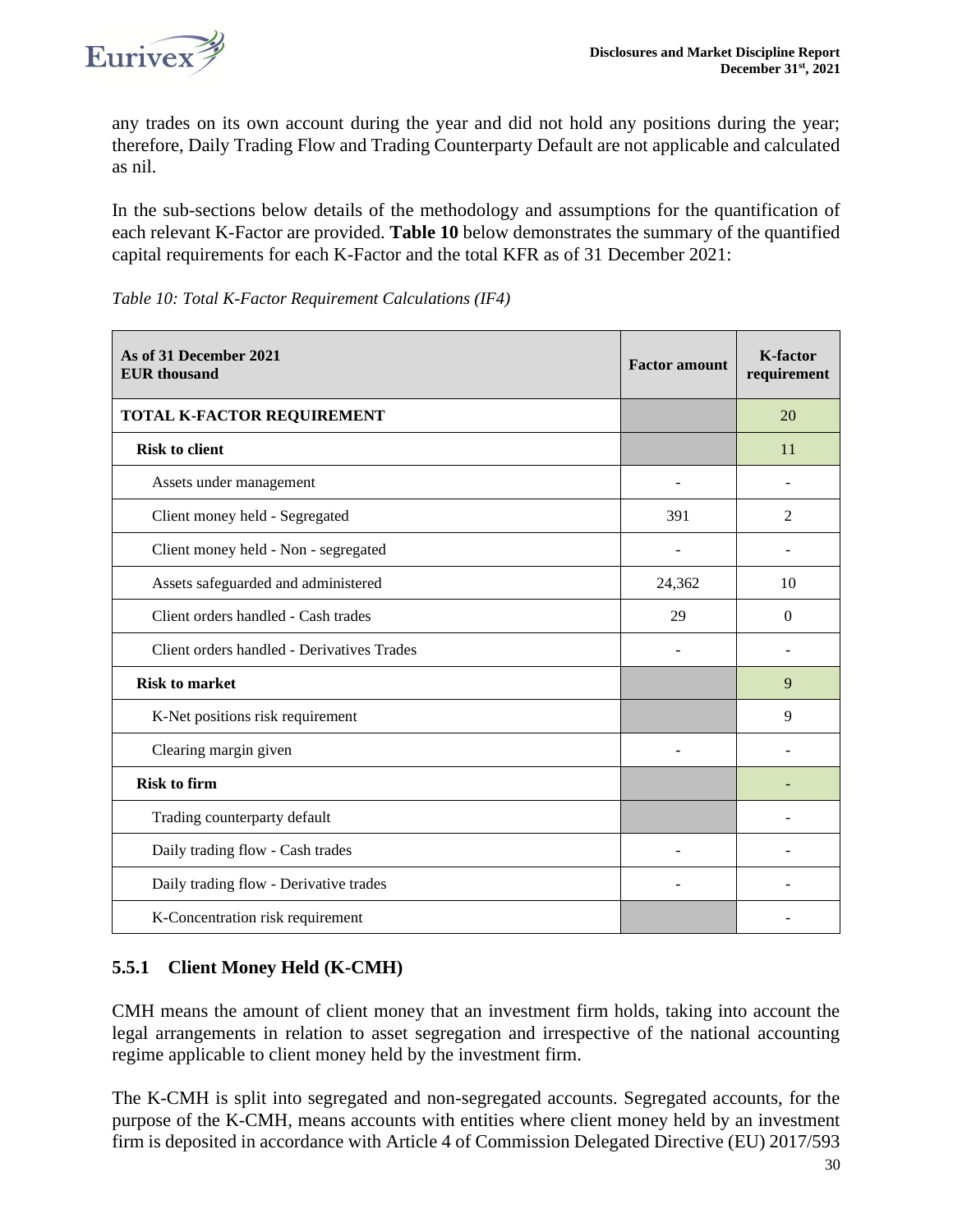any trades on its own account during the year and did not hold any positions during the year; therefore, Daily Trading Flow and Trading Counterparty Default are not applicable and calculated as nil.

In the sub-sections below details of the methodology and assumptions for the quantification of each relevant K-Factor are provided. **Table 10** below demonstrates the summary of the quantified capital requirements for each K-Factor and the total KFR as of 31 December 2021:

*Table 10: Total K-Factor Requirement Calculations (IF4)*

| **As of 31 December 2021 EUR thousand** | **Factor amount** | **K-factor requirement** |
|---|---|---|
| **TOTAL K-FACTOR REQUIREMENT** | | 20 |
| **Risk to client** | | 11 |
| Assets under management | - | - |
| Client money held - Segregated | 391 | 2 |
| Client money held - Non - segregated | - | - |
| Assets safeguarded and administered | 24,362 | 10 |
| Client orders handled - Cash trades | 29 | 0 |
| Client orders handled - Derivatives Trades | - | - |
| **Risk to market** | | 9 |
| K-Net positions risk requirement | | 9 |
| Clearing margin given | - | - |
| **Risk to firm** | | - |
| Trading counterparty default | | - |
| Daily trading flow - Cash trades | - | - |
| Daily trading flow - Derivative trades | - | - |
| K-Concentration risk requirement | | - |

### 5.5.1 Client Money Held (K-CMH)

CMH means the amount of client money that an investment firm holds, taking into account the legal arrangements in relation to asset segregation and irrespective of the national accounting regime applicable to client money held by the investment firm.

The K-CMH is split into segregated and non-segregated accounts. Segregated accounts, for the purpose of the K-CMH, means accounts with entities where client money held by an investment firm is deposited in accordance with Article 4 of Commission Delegated Directive (EU) 2017/593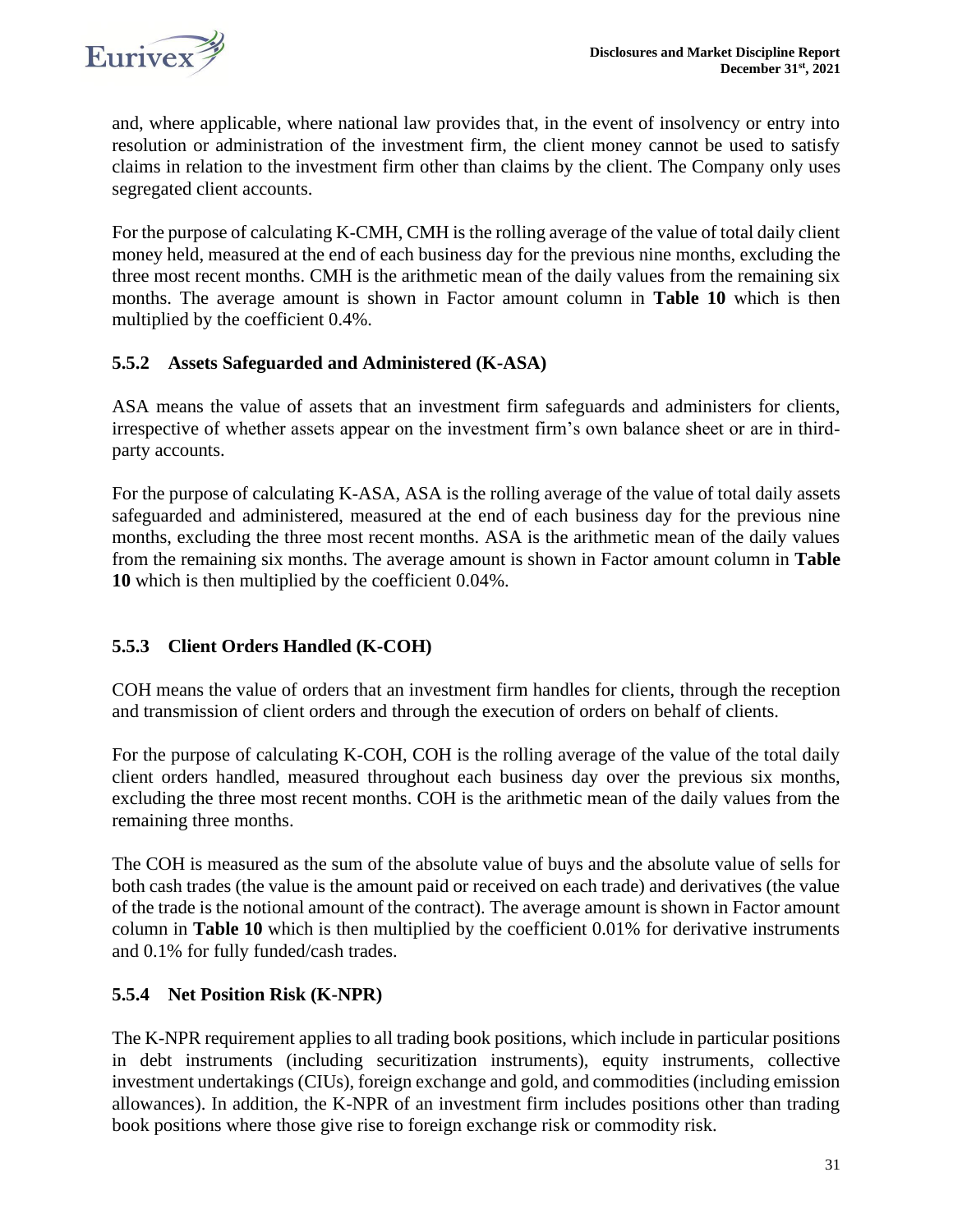and, where applicable, where national law provides that, in the event of insolvency or entry into resolution or administration of the investment firm, the client money cannot be used to satisfy claims in relation to the investment firm other than claims by the client. The Company only uses segregated client accounts.

For the purpose of calculating K-CMH, CMH is the rolling average of the value of total daily client money held, measured at the end of each business day for the previous nine months, excluding the three most recent months. CMH is the arithmetic mean of the daily values from the remaining six months. The average amount is shown in Factor amount column in **Table 10** which is then multiplied by the coefficient 0.4%.

### 5.5.2 Assets Safeguarded and Administered (K-ASA)

ASA means the value of assets that an investment firm safeguards and administers for clients, irrespective of whether assets appear on the investment firm's own balance sheet or are in third-party accounts.

For the purpose of calculating K-ASA, ASA is the rolling average of the value of total daily assets safeguarded and administered, measured at the end of each business day for the previous nine months, excluding the three most recent months. ASA is the arithmetic mean of the daily values from the remaining six months. The average amount is shown in Factor amount column in **Table 10** which is then multiplied by the coefficient 0.04%.

### 5.5.3 Client Orders Handled (K-COH)

COH means the value of orders that an investment firm handles for clients, through the reception and transmission of client orders and through the execution of orders on behalf of clients.

For the purpose of calculating K-COH, COH is the rolling average of the value of the total daily client orders handled, measured throughout each business day over the previous six months, excluding the three most recent months. COH is the arithmetic mean of the daily values from the remaining three months.

The COH is measured as the sum of the absolute value of buys and the absolute value of sells for both cash trades (the value is the amount paid or received on each trade) and derivatives (the value of the trade is the notional amount of the contract). The average amount is shown in Factor amount column in **Table 10** which is then multiplied by the coefficient 0.01% for derivative instruments and 0.1% for fully funded/cash trades.

### 5.5.4 Net Position Risk (K-NPR)

The K-NPR requirement applies to all trading book positions, which include in particular positions in debt instruments (including securitization instruments), equity instruments, collective investment undertakings (CIUs), foreign exchange and gold, and commodities (including emission allowances). In addition, the K-NPR of an investment firm includes positions other than trading book positions where those give rise to foreign exchange risk or commodity risk.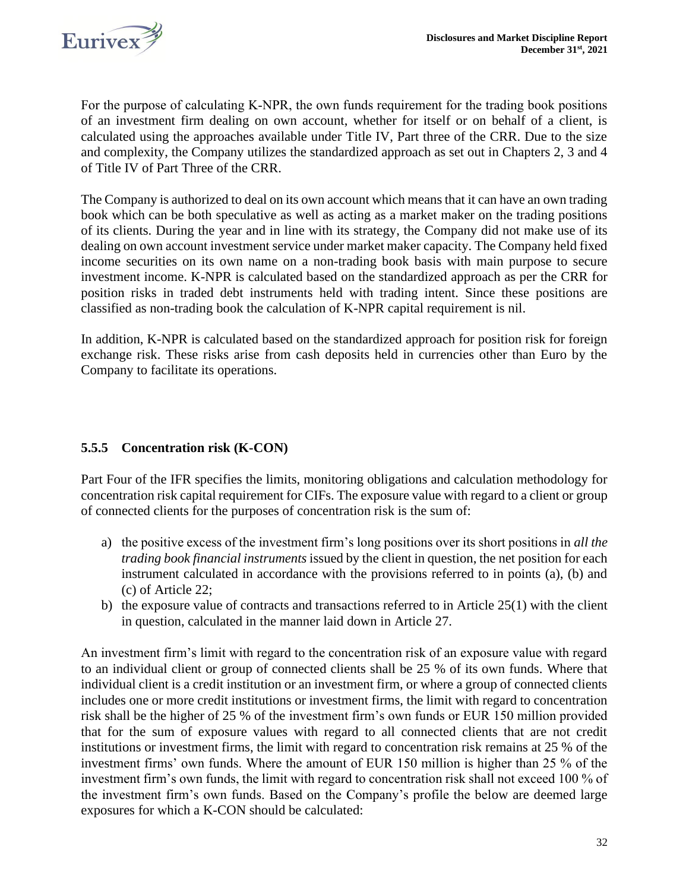For the purpose of calculating K-NPR, the own funds requirement for the trading book positions of an investment firm dealing on own account, whether for itself or on behalf of a client, is calculated using the approaches available under Title IV, Part three of the CRR. Due to the size and complexity, the Company utilizes the standardized approach as set out in Chapters 2, 3 and 4 of Title IV of Part Three of the CRR.

The Company is authorized to deal on its own account which means that it can have an own trading book which can be both speculative as well as acting as a market maker on the trading positions of its clients. During the year and in line with its strategy, the Company did not make use of its dealing on own account investment service under market maker capacity. The Company held fixed income securities on its own name on a non-trading book basis with main purpose to secure investment income. K-NPR is calculated based on the standardized approach as per the CRR for position risks in traded debt instruments held with trading intent. Since these positions are classified as non-trading book the calculation of K-NPR capital requirement is nil.

In addition, K-NPR is calculated based on the standardized approach for position risk for foreign exchange risk. These risks arise from cash deposits held in currencies other than Euro by the Company to facilitate its operations.

### 5.5.5 Concentration risk (K-CON)

Part Four of the IFR specifies the limits, monitoring obligations and calculation methodology for concentration risk capital requirement for CIFs. The exposure value with regard to a client or group of connected clients for the purposes of concentration risk is the sum of:

a) the positive excess of the investment firm's long positions over its short positions in *all the trading book financial instruments* issued by the client in question, the net position for each instrument calculated in accordance with the provisions referred to in points (a), (b) and (c) of Article 22;
b) the exposure value of contracts and transactions referred to in Article 25(1) with the client in question, calculated in the manner laid down in Article 27.

An investment firm's limit with regard to the concentration risk of an exposure value with regard to an individual client or group of connected clients shall be 25 % of its own funds. Where that individual client is a credit institution or an investment firm, or where a group of connected clients includes one or more credit institutions or investment firms, the limit with regard to concentration risk shall be the higher of 25 % of the investment firm's own funds or EUR 150 million provided that for the sum of exposure values with regard to all connected clients that are not credit institutions or investment firms, the limit with regard to concentration risk remains at 25 % of the investment firms' own funds. Where the amount of EUR 150 million is higher than 25 % of the investment firm's own funds, the limit with regard to concentration risk shall not exceed 100 % of the investment firm's own funds. Based on the Company's profile the below are deemed large exposures for which a K-CON should be calculated: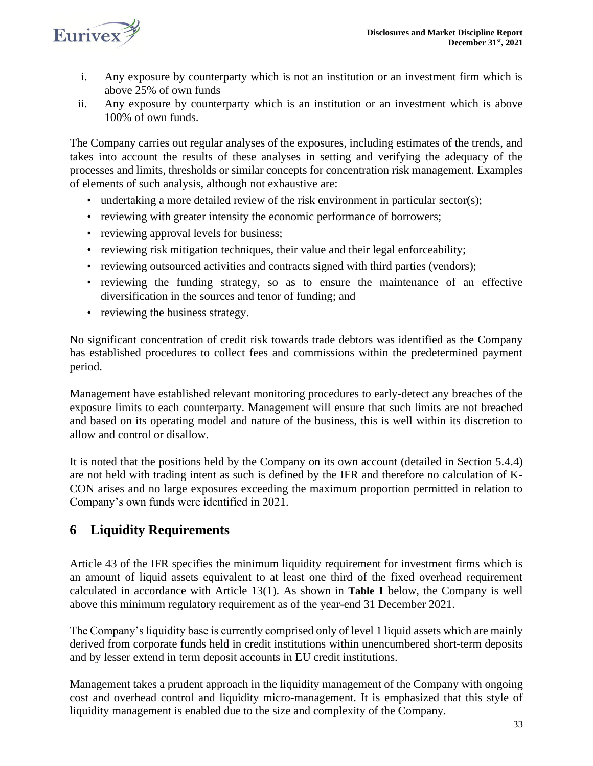i. Any exposure by counterparty which is not an institution or an investment firm which is above 25% of own funds
ii. Any exposure by counterparty which is an institution or an investment which is above 100% of own funds.

The Company carries out regular analyses of the exposures, including estimates of the trends, and takes into account the results of these analyses in setting and verifying the adequacy of the processes and limits, thresholds or similar concepts for concentration risk management. Examples of elements of such analysis, although not exhaustive are:

- undertaking a more detailed review of the risk environment in particular sector(s);
- reviewing with greater intensity the economic performance of borrowers;
- reviewing approval levels for business;
- reviewing risk mitigation techniques, their value and their legal enforceability;
- reviewing outsourced activities and contracts signed with third parties (vendors);
- reviewing the funding strategy, so as to ensure the maintenance of an effective diversification in the sources and tenor of funding; and
- reviewing the business strategy.

No significant concentration of credit risk towards trade debtors was identified as the Company has established procedures to collect fees and commissions within the predetermined payment period.

Management have established relevant monitoring procedures to early-detect any breaches of the exposure limits to each counterparty. Management will ensure that such limits are not breached and based on its operating model and nature of the business, this is well within its discretion to allow and control or disallow.

It is noted that the positions held by the Company on its own account (detailed in Section 5.4.4) are not held with trading intent as such is defined by the IFR and therefore no calculation of K-CON arises and no large exposures exceeding the maximum proportion permitted in relation to Company's own funds were identified in 2021.

# 6 Liquidity Requirements

Article 43 of the IFR specifies the minimum liquidity requirement for investment firms which is an amount of liquid assets equivalent to at least one third of the fixed overhead requirement calculated in accordance with Article 13(1). As shown in **Table 1** below, the Company is well above this minimum regulatory requirement as of the year-end 31 December 2021.

The Company's liquidity base is currently comprised only of level 1 liquid assets which are mainly derived from corporate funds held in credit institutions within unencumbered short-term deposits and by lesser extend in term deposit accounts in EU credit institutions.

Management takes a prudent approach in the liquidity management of the Company with ongoing cost and overhead control and liquidity micro-management. It is emphasized that this style of liquidity management is enabled due to the size and complexity of the Company.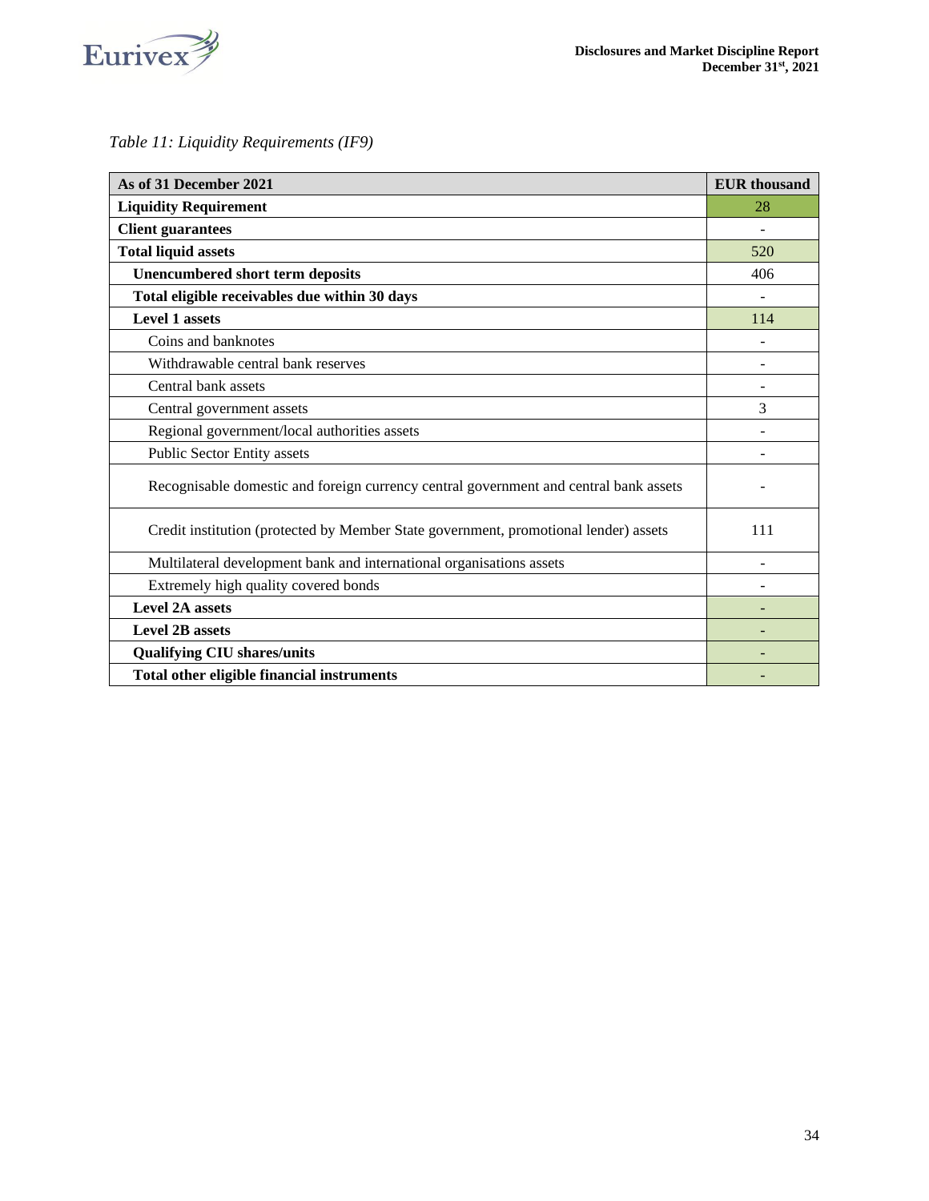*Table 11: Liquidity Requirements (IF9)*

| As of 31 December 2021 | EUR thousand |
|---|---|
| **Liquidity Requirement** | 28 |
| **Client guarantees** | - |
| **Total liquid assets** | 520 |
| **Unencumbered short term deposits** | 406 |
| **Total eligible receivables due within 30 days** | - |
| **Level 1 assets** | 114 |
| Coins and banknotes | - |
| Withdrawable central bank reserves | - |
| Central bank assets | - |
| Central government assets | 3 |
| Regional government/local authorities assets | - |
| Public Sector Entity assets | - |
| Recognisable domestic and foreign currency central government and central bank assets | - |
| Credit institution (protected by Member State government, promotional lender) assets | 111 |
| Multilateral development bank and international organisations assets | - |
| Extremely high quality covered bonds | - |
| **Level 2A assets** | - |
| **Level 2B assets** | - |
| **Qualifying CIU shares/units** | - |
| **Total other eligible financial instruments** | - |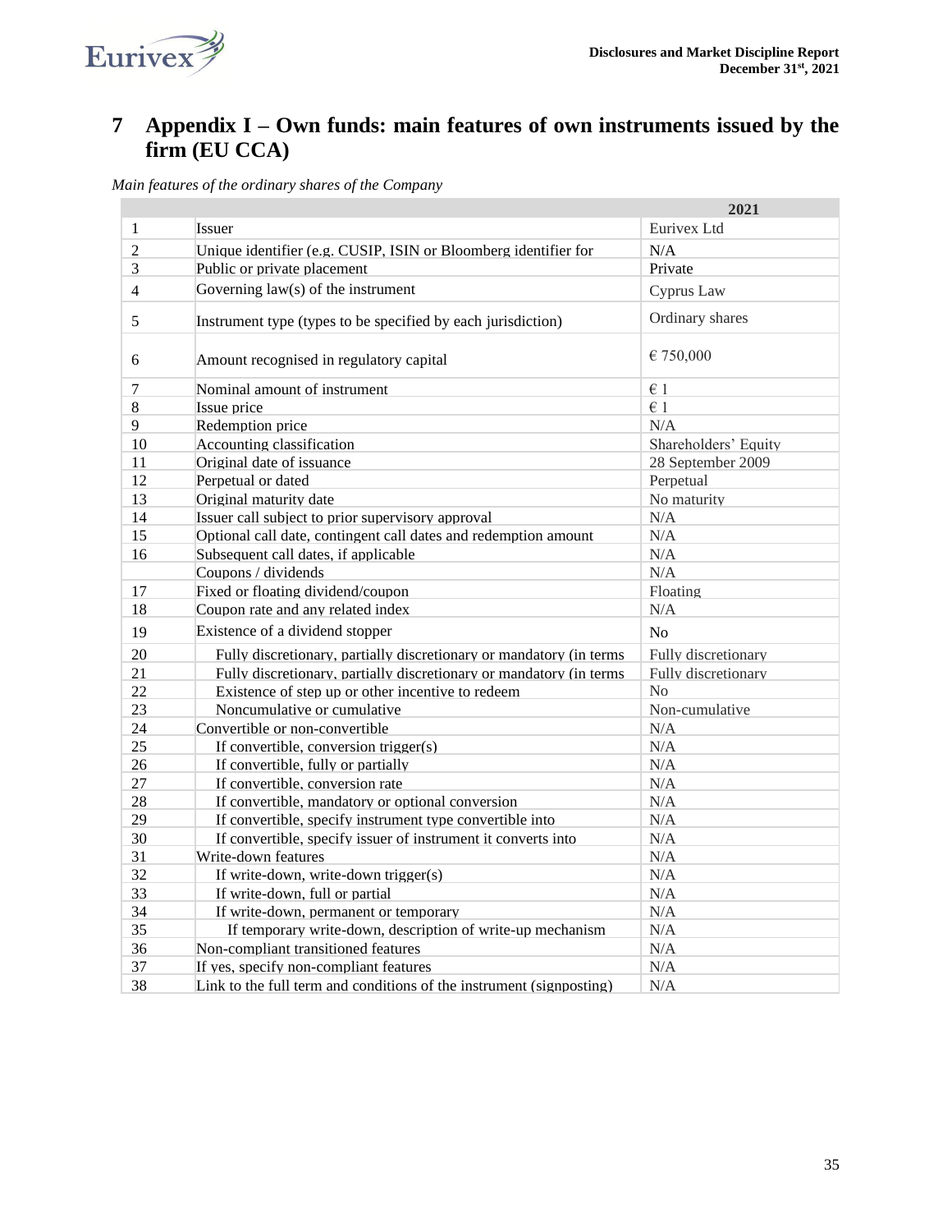# 7 Appendix I – Own funds: main features of own instruments issued by the firm (EU CCA)

*Main features of the ordinary shares of the Company*

| | | 2021 |
|---|---|---|
| 1 | Issuer | Eurivex Ltd |
| 2 | Unique identifier (e.g. CUSIP, ISIN or Bloomberg identifier for | N/A |
| 3 | Public or private placement | Private |
| 4 | Governing law(s) of the instrument | Cyprus Law |
| 5 | Instrument type (types to be specified by each jurisdiction) | Ordinary shares |
| 6 | Amount recognised in regulatory capital | € 750,000 |
| 7 | Nominal amount of instrument | € 1 |
| 8 | Issue price | € 1 |
| 9 | Redemption price | N/A |
| 10 | Accounting classification | Shareholders' Equity |
| 11 | Original date of issuance | 28 September 2009 |
| 12 | Perpetual or dated | Perpetual |
| 13 | Original maturity date | No maturity |
| 14 | Issuer call subject to prior supervisory approval | N/A |
| 15 | Optional call date, contingent call dates and redemption amount | N/A |
| 16 | Subsequent call dates, if applicable | N/A |
| | Coupons / dividends | N/A |
| 17 | Fixed or floating dividend/coupon | Floating |
| 18 | Coupon rate and any related index | N/A |
| 19 | Existence of a dividend stopper | No |
| 20 | Fully discretionary, partially discretionary or mandatory (in terms | Fully discretionary |
| 21 | Fully discretionary, partially discretionary or mandatory (in terms | Fully discretionary |
| 22 | Existence of step up or other incentive to redeem | No |
| 23 | Noncumulative or cumulative | Non-cumulative |
| 24 | Convertible or non-convertible | N/A |
| 25 | If convertible, conversion trigger(s) | N/A |
| 26 | If convertible, fully or partially | N/A |
| 27 | If convertible, conversion rate | N/A |
| 28 | If convertible, mandatory or optional conversion | N/A |
| 29 | If convertible, specify instrument type convertible into | N/A |
| 30 | If convertible, specify issuer of instrument it converts into | N/A |
| 31 | Write-down features | N/A |
| 32 | If write-down, write-down trigger(s) | N/A |
| 33 | If write-down, full or partial | N/A |
| 34 | If write-down, permanent or temporary | N/A |
| 35 | If temporary write-down, description of write-up mechanism | N/A |
| 36 | Non-compliant transitioned features | N/A |
| 37 | If yes, specify non-compliant features | N/A |
| 38 | Link to the full term and conditions of the instrument (signposting) | N/A |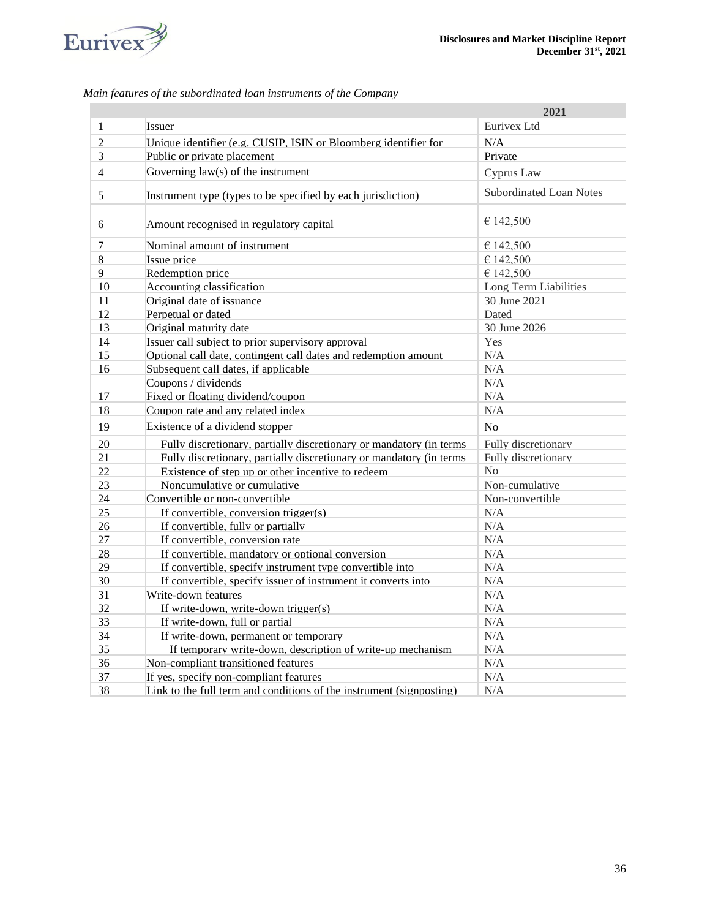*Main features of the subordinated loan instruments of the Company*

| | | 2021 |
|---|---|---|
| 1 | Issuer | Eurivex Ltd |
| 2 | Unique identifier (e.g. CUSIP, ISIN or Bloomberg identifier for | N/A |
| 3 | Public or private placement | Private |
| 4 | Governing law(s) of the instrument | Cyprus Law |
| 5 | Instrument type (types to be specified by each jurisdiction) | Subordinated Loan Notes |
| 6 | Amount recognised in regulatory capital | € 142,500 |
| 7 | Nominal amount of instrument | € 142,500 |
| 8 | Issue price | € 142,500 |
| 9 | Redemption price | € 142,500 |
| 10 | Accounting classification | Long Term Liabilities |
| 11 | Original date of issuance | 30 June 2021 |
| 12 | Perpetual or dated | Dated |
| 13 | Original maturity date | 30 June 2026 |
| 14 | Issuer call subject to prior supervisory approval | Yes |
| 15 | Optional call date, contingent call dates and redemption amount | N/A |
| 16 | Subsequent call dates, if applicable | N/A |
| | Coupons / dividends | N/A |
| 17 | Fixed or floating dividend/coupon | N/A |
| 18 | Coupon rate and any related index | N/A |
| 19 | Existence of a dividend stopper | No |
| 20 | Fully discretionary, partially discretionary or mandatory (in terms | Fully discretionary |
| 21 | Fully discretionary, partially discretionary or mandatory (in terms | Fully discretionary |
| 22 | Existence of step up or other incentive to redeem | No |
| 23 | Noncumulative or cumulative | Non-cumulative |
| 24 | Convertible or non-convertible | Non-convertible |
| 25 | If convertible, conversion trigger(s) | N/A |
| 26 | If convertible, fully or partially | N/A |
| 27 | If convertible, conversion rate | N/A |
| 28 | If convertible, mandatory or optional conversion | N/A |
| 29 | If convertible, specify instrument type convertible into | N/A |
| 30 | If convertible, specify issuer of instrument it converts into | N/A |
| 31 | Write-down features | N/A |
| 32 | If write-down, write-down trigger(s) | N/A |
| 33 | If write-down, full or partial | N/A |
| 34 | If write-down, permanent or temporary | N/A |
| 35 | If temporary write-down, description of write-up mechanism | N/A |
| 36 | Non-compliant transitioned features | N/A |
| 37 | If yes, specify non-compliant features | N/A |
| 38 | Link to the full term and conditions of the instrument (signposting) | N/A |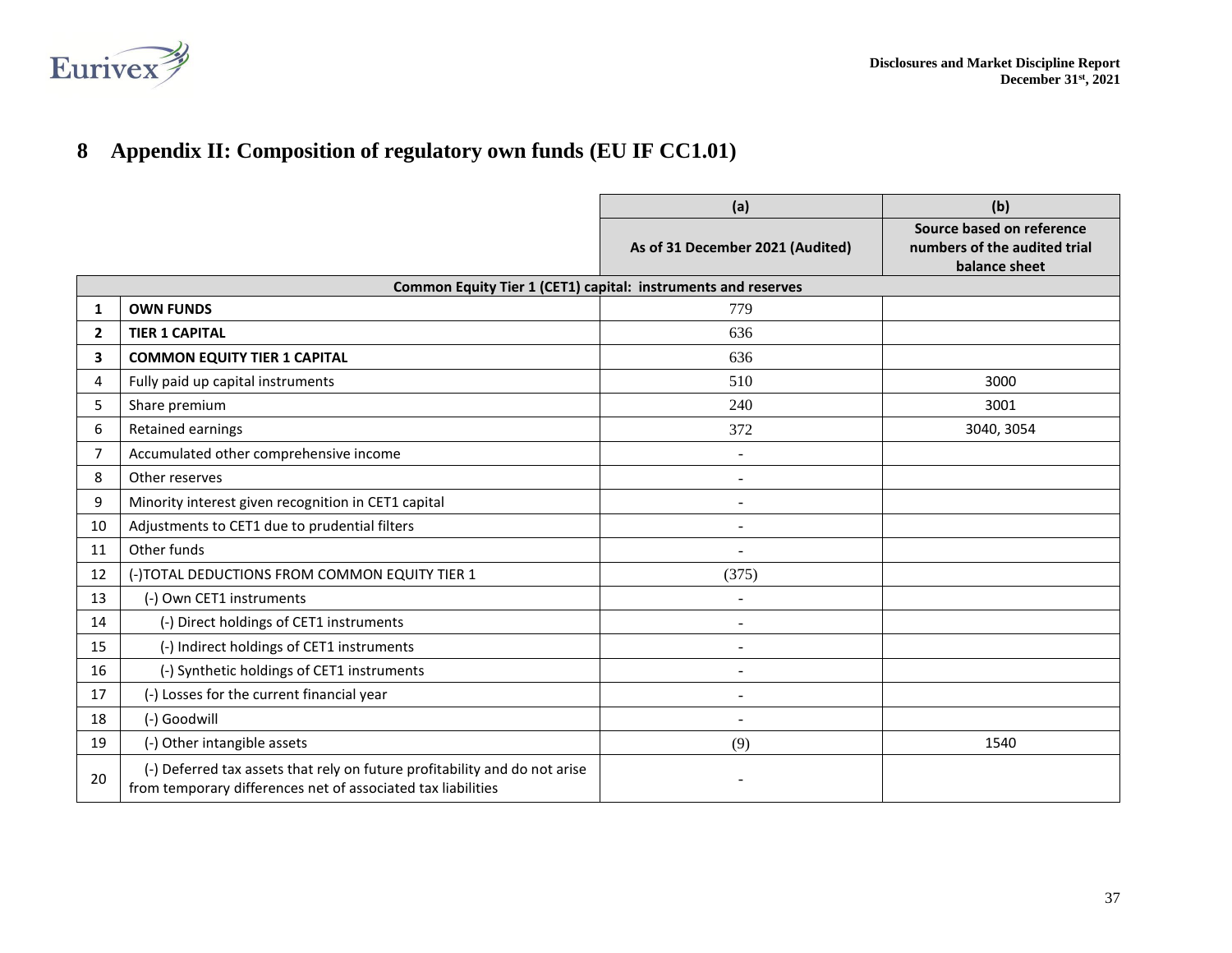# 8 Appendix II: Composition of regulatory own funds (EU IF CC1.01)

| | | (a) | (b) |
|---|---|---|---|
| | | As of 31 December 2021 (Audited) | Source based on reference numbers of the audited trial balance sheet |
| | **Common Equity Tier 1 (CET1) capital: instruments and reserves** | | |
| **1** | **OWN FUNDS** | 779 | |
| **2** | **TIER 1 CAPITAL** | 636 | |
| **3** | **COMMON EQUITY TIER 1 CAPITAL** | 636 | |
| 4 | Fully paid up capital instruments | 510 | 3000 |
| 5 | Share premium | 240 | 3001 |
| 6 | Retained earnings | 372 | 3040, 3054 |
| 7 | Accumulated other comprehensive income | - | |
| 8 | Other reserves | - | |
| 9 | Minority interest given recognition in CET1 capital | - | |
| 10 | Adjustments to CET1 due to prudential filters | - | |
| 11 | Other funds | - | |
| 12 | (-)TOTAL DEDUCTIONS FROM COMMON EQUITY TIER 1 | (375) | |
| 13 | (-) Own CET1 instruments | - | |
| 14 | (-) Direct holdings of CET1 instruments | - | |
| 15 | (-) Indirect holdings of CET1 instruments | - | |
| 16 | (-) Synthetic holdings of CET1 instruments | - | |
| 17 | (-) Losses for the current financial year | - | |
| 18 | (-) Goodwill | - | |
| 19 | (-) Other intangible assets | (9) | 1540 |
| 20 | (-) Deferred tax assets that rely on future profitability and do not arise from temporary differences net of associated tax liabilities | - | |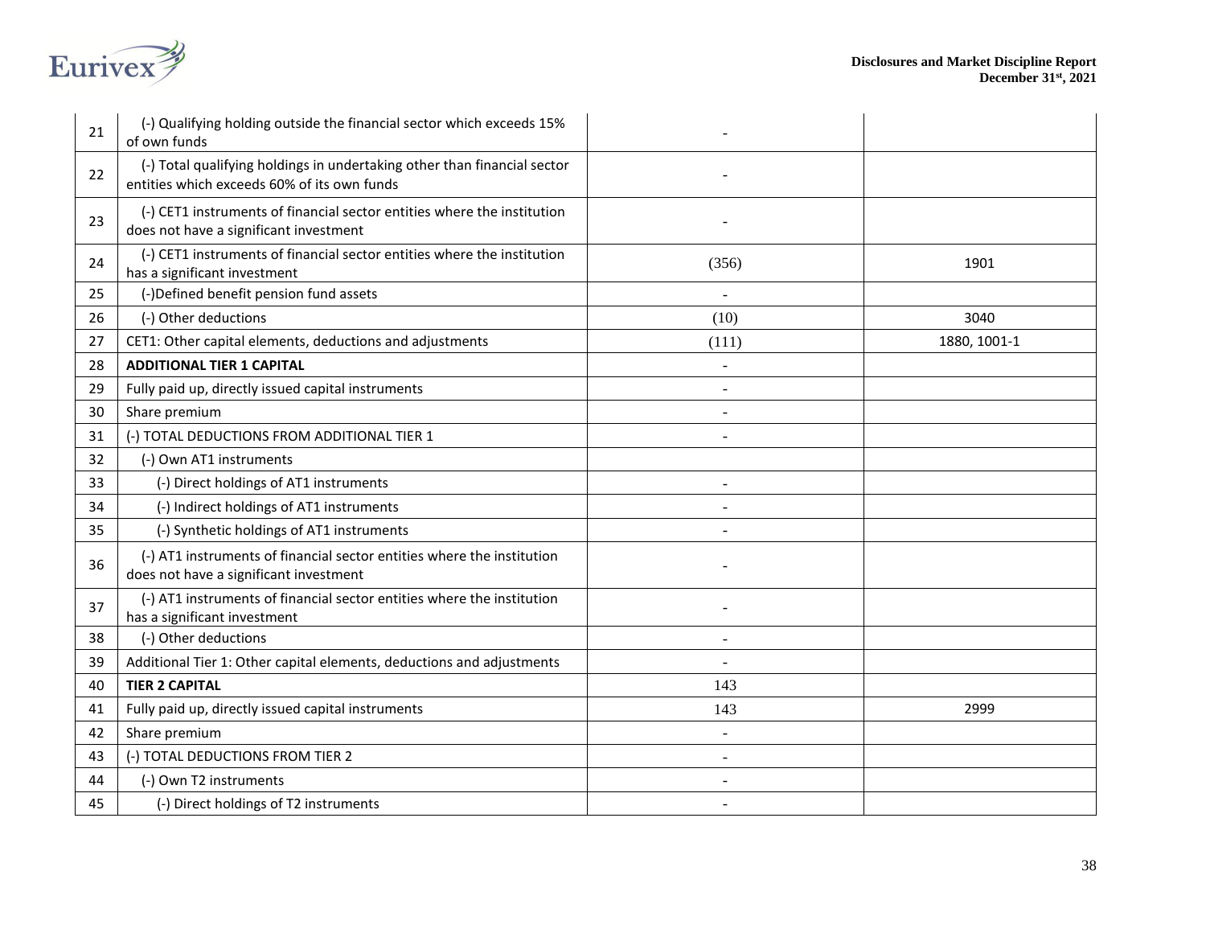| | | | |
|---|---|---|---|
| 21 | (-) Qualifying holding outside the financial sector which exceeds 15% of own funds | - | |
| 22 | (-) Total qualifying holdings in undertaking other than financial sector entities which exceeds 60% of its own funds | - | |
| 23 | (-) CET1 instruments of financial sector entities where the institution does not have a significant investment | - | |
| 24 | (-) CET1 instruments of financial sector entities where the institution has a significant investment | (356) | 1901 |
| 25 | (-)Defined benefit pension fund assets | - | |
| 26 | (-) Other deductions | (10) | 3040 |
| 27 | CET1: Other capital elements, deductions and adjustments | (111) | 1880, 1001-1 |
| 28 | **ADDITIONAL TIER 1 CAPITAL** | - | |
| 29 | Fully paid up, directly issued capital instruments | - | |
| 30 | Share premium | - | |
| 31 | (-) TOTAL DEDUCTIONS FROM ADDITIONAL TIER 1 | - | |
| 32 | (-) Own AT1 instruments | | |
| 33 | (-) Direct holdings of AT1 instruments | - | |
| 34 | (-) Indirect holdings of AT1 instruments | - | |
| 35 | (-) Synthetic holdings of AT1 instruments | - | |
| 36 | (-) AT1 instruments of financial sector entities where the institution does not have a significant investment | - | |
| 37 | (-) AT1 instruments of financial sector entities where the institution has a significant investment | - | |
| 38 | (-) Other deductions | - | |
| 39 | Additional Tier 1: Other capital elements, deductions and adjustments | - | |
| 40 | **TIER 2 CAPITAL** | 143 | |
| 41 | Fully paid up, directly issued capital instruments | 143 | 2999 |
| 42 | Share premium | - | |
| 43 | (-) TOTAL DEDUCTIONS FROM TIER 2 | - | |
| 44 | (-) Own T2 instruments | - | |
| 45 | (-) Direct holdings of T2 instruments | - | |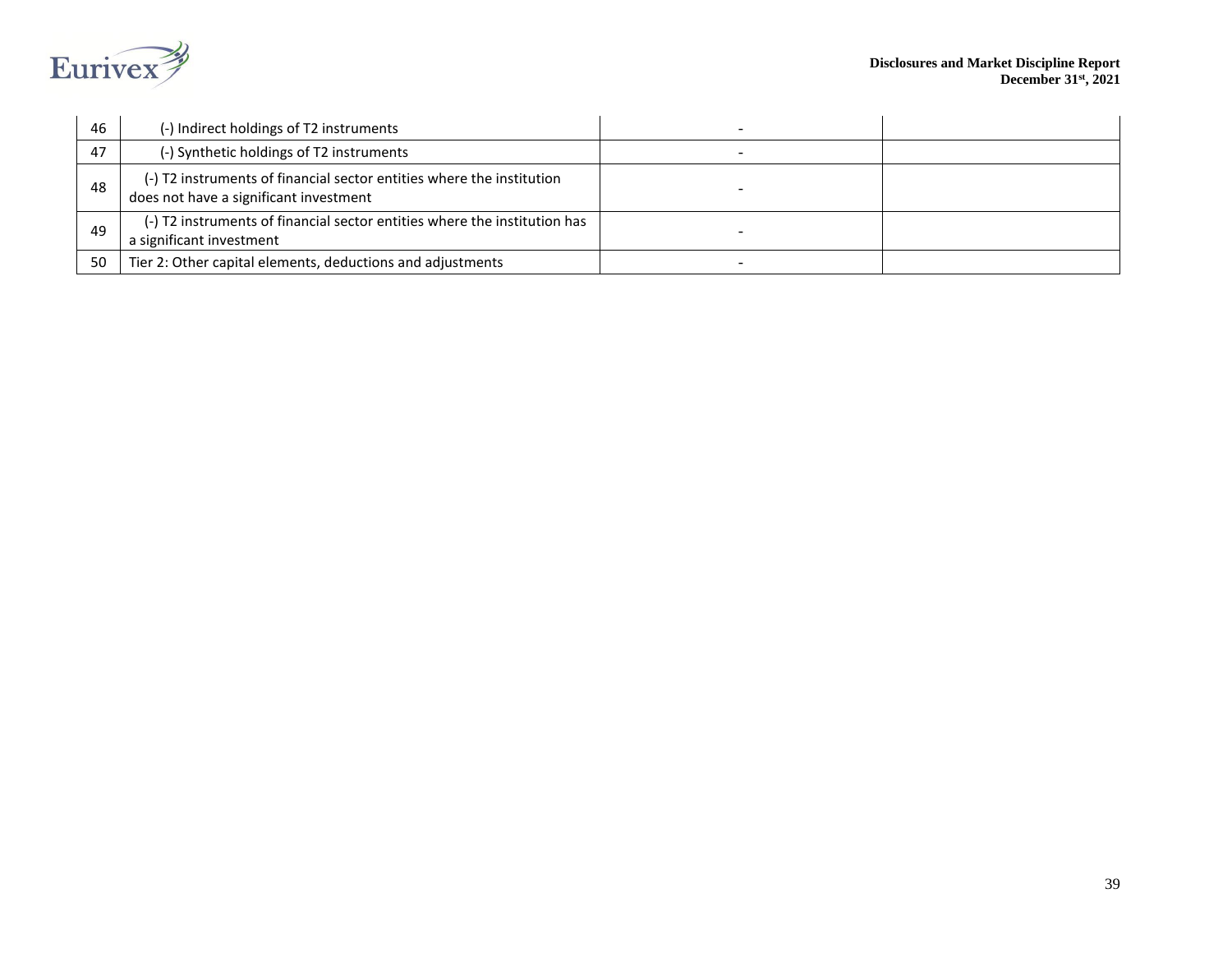| | | | |
|---|---|---|---|
| 46 | (-) Indirect holdings of T2 instruments | - | |
| 47 | (-) Synthetic holdings of T2 instruments | - | |
| 48 | (-) T2 instruments of financial sector entities where the institution does not have a significant investment | - | |
| 49 | (-) T2 instruments of financial sector entities where the institution has a significant investment | - | |
| 50 | Tier 2: Other capital elements, deductions and adjustments | - | |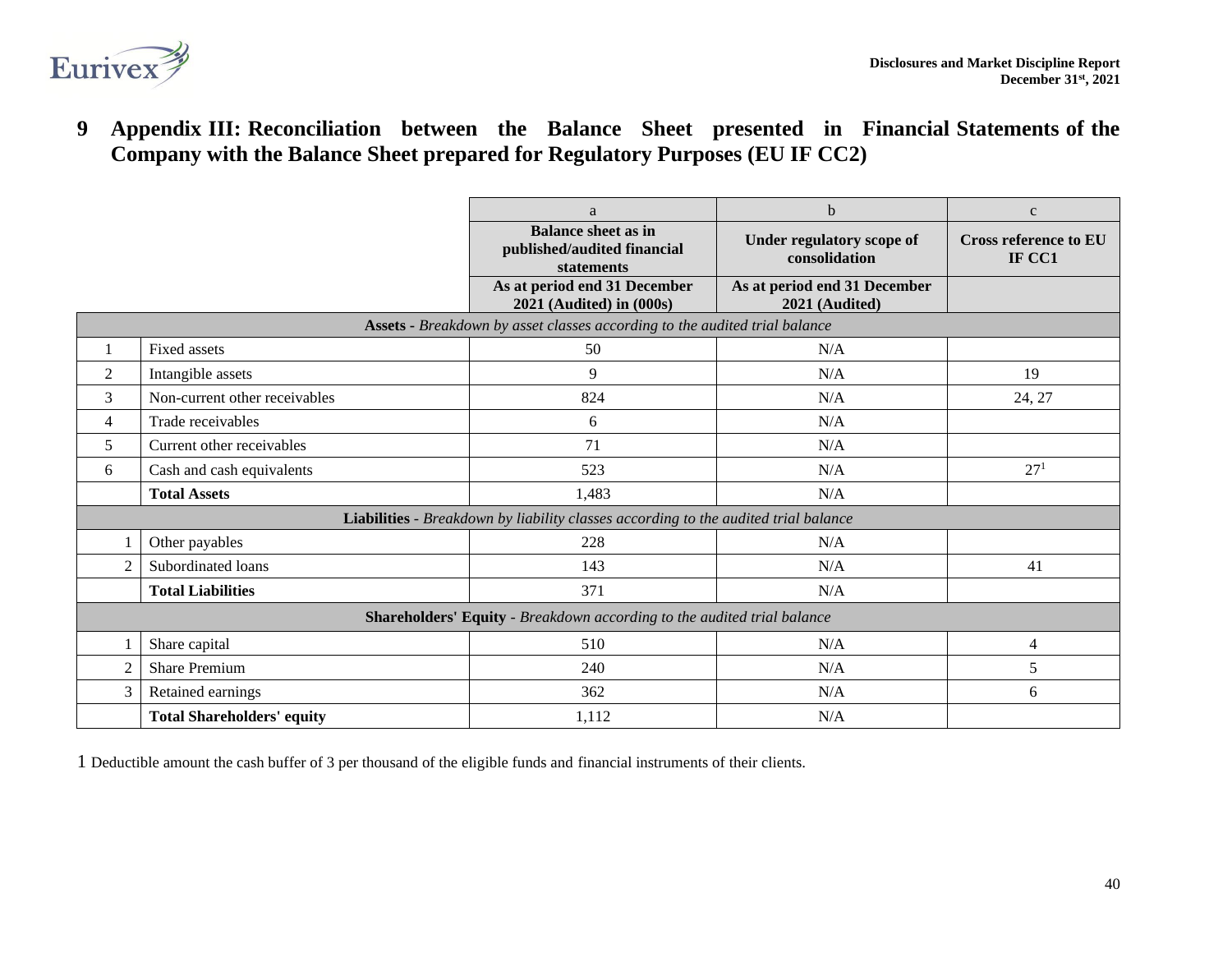# 9 Appendix III: Reconciliation between the Balance Sheet presented in Financial Statements of the Company with the Balance Sheet prepared for Regulatory Purposes (EU IF CC2)

| | | a | b | c |
|---|---|---|---|---|
| | | **Balance sheet as in published/audited financial statements** | **Under regulatory scope of consolidation** | **Cross reference to EU IF CC1** |
| | | **As at period end 31 December 2021 (Audited) in (000s)** | **As at period end 31 December 2021 (Audited)** | |
| **Assets** - *Breakdown by asset classes according to the audited trial balance* | | | | |
| 1 | Fixed assets | 50 | N/A | |
| 2 | Intangible assets | 9 | N/A | 19 |
| 3 | Non-current other receivables | 824 | N/A | 24, 27 |
| 4 | Trade receivables | 6 | N/A | |
| 5 | Current other receivables | 71 | N/A | |
| 6 | Cash and cash equivalents | 523 | N/A | 27[1] |
| | **Total Assets** | 1,483 | N/A | |
| **Liabilities** - *Breakdown by liability classes according to the audited trial balance* | | | | |
| 1 | Other payables | 228 | N/A | |
| 2 | Subordinated loans | 143 | N/A | 41 |
| | **Total Liabilities** | 371 | N/A | |
| **Shareholders' Equity** - *Breakdown according to the audited trial balance* | | | | |
| 1 | Share capital | 510 | N/A | 4 |
| 2 | Share Premium | 240 | N/A | 5 |
| 3 | Retained earnings | 362 | N/A | 6 |
| | **Total Shareholders' equity** | 1,112 | N/A | |

1 Deductible amount the cash buffer of 3 per thousand of the eligible funds and financial instruments of their clients.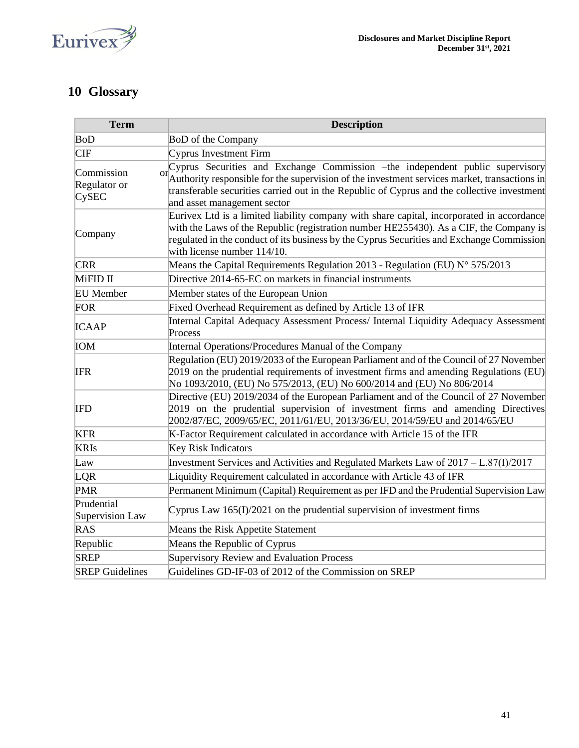# 10 Glossary

| Term | Description |
|---|---|
| BoD | BoD of the Company |
| CIF | Cyprus Investment Firm |
| Commission or Regulator or CySEC | Cyprus Securities and Exchange Commission –the independent public supervisory Authority responsible for the supervision of the investment services market, transactions in transferable securities carried out in the Republic of Cyprus and the collective investment and asset management sector |
| Company | Eurivex Ltd is a limited liability company with share capital, incorporated in accordance with the Laws of the Republic (registration number HE255430). As a CIF, the Company is regulated in the conduct of its business by the Cyprus Securities and Exchange Commission with license number 114/10. |
| CRR | Means the Capital Requirements Regulation 2013 - Regulation (EU) N° 575/2013 |
| MiFID II | Directive 2014-65-EC on markets in financial instruments |
| EU Member | Member states of the European Union |
| FOR | Fixed Overhead Requirement as defined by Article 13 of IFR |
| ICAAP | Internal Capital Adequacy Assessment Process/ Internal Liquidity Adequacy Assessment Process |
| IOM | Internal Operations/Procedures Manual of the Company |
| IFR | Regulation (EU) 2019/2033 of the European Parliament and of the Council of 27 November 2019 on the prudential requirements of investment firms and amending Regulations (EU) No 1093/2010, (EU) No 575/2013, (EU) No 600/2014 and (EU) No 806/2014 |
| IFD | Directive (EU) 2019/2034 of the European Parliament and of the Council of 27 November 2019 on the prudential supervision of investment firms and amending Directives 2002/87/EC, 2009/65/EC, 2011/61/EU, 2013/36/EU, 2014/59/EU and 2014/65/EU |
| KFR | K-Factor Requirement calculated in accordance with Article 15 of the IFR |
| KRIs | Key Risk Indicators |
| Law | Investment Services and Activities and Regulated Markets Law of 2017 – L.87(I)/2017 |
| LQR | Liquidity Requirement calculated in accordance with Article 43 of IFR |
| PMR | Permanent Minimum (Capital) Requirement as per IFD and the Prudential Supervision Law |
| Prudential Supervision Law | Cyprus Law 165(I)/2021 on the prudential supervision of investment firms |
| RAS | Means the Risk Appetite Statement |
| Republic | Means the Republic of Cyprus |
| SREP | Supervisory Review and Evaluation Process |
| SREP Guidelines | Guidelines GD-IF-03 of 2012 of the Commission on SREP |